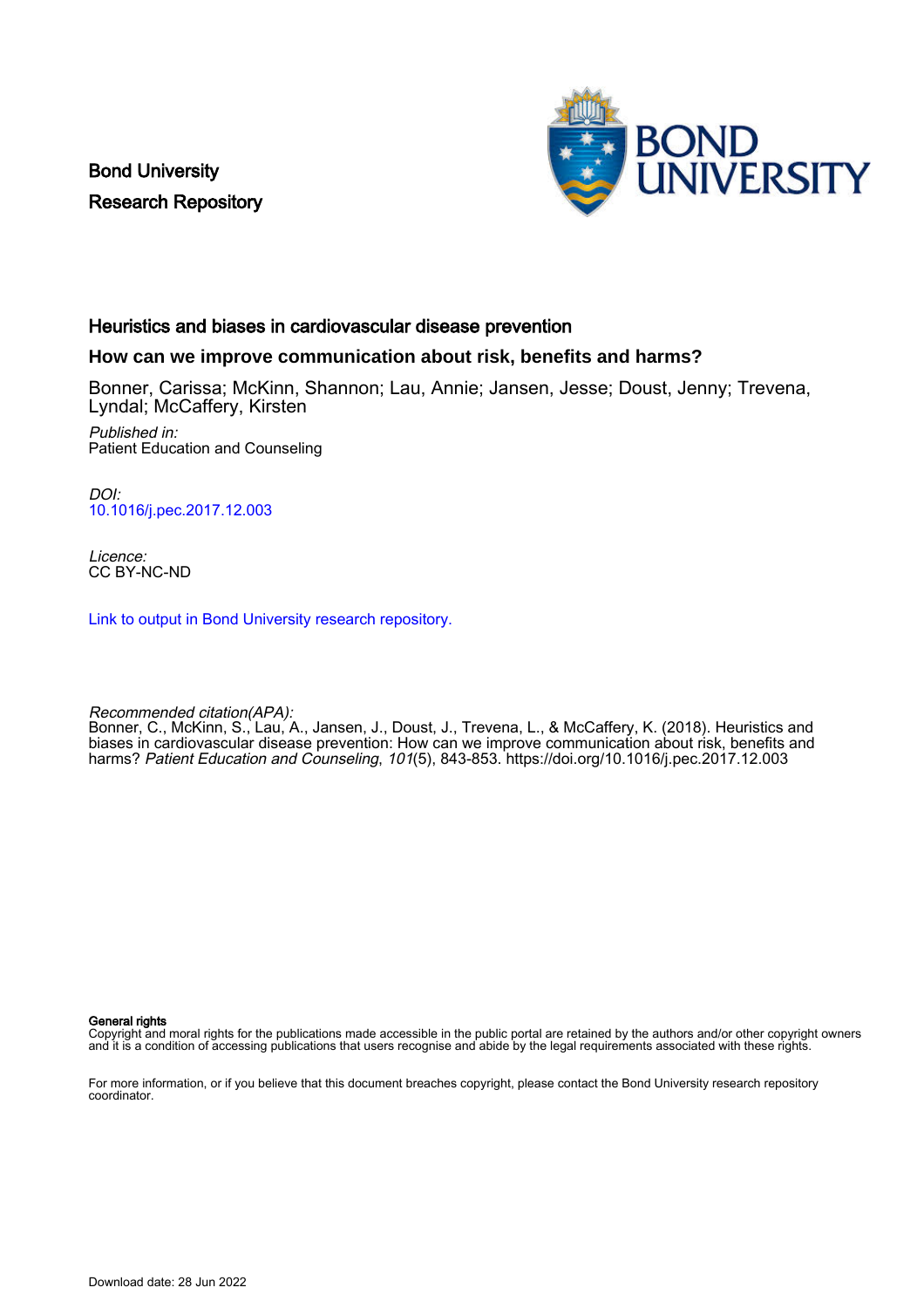Bond University
Research Repository

## Heuristics and biases in cardiovascular disease prevention

### How can we improve communication about risk, benefits and harms?

Bonner, Carissa; McKinn, Shannon; Lau, Annie; Jansen, Jesse; Doust, Jenny; Trevena, Lyndal; McCaffery, Kirsten

*Published in:*
Patient Education and Counseling

*DOI:*
10.1016/j.pec.2017.12.003

*Licence:*
CC BY-NC-ND

Link to output in Bond University research repository.

*Recommended citation(APA):*
Bonner, C., McKinn, S., Lau, A., Jansen, J., Doust, J., Trevena, L., & McCaffery, K. (2018). Heuristics and biases in cardiovascular disease prevention: How can we improve communication about risk, benefits and harms? *Patient Education and Counseling*, *101*(5), 843-853. https://doi.org/10.1016/j.pec.2017.12.003

**General rights**
Copyright and moral rights for the publications made accessible in the public portal are retained by the authors and/or other copyright owners and it is a condition of accessing publications that users recognise and abide by the legal requirements associated with these rights.

For more information, or if you believe that this document breaches copyright, please contact the Bond University research repository coordinator.

Download date: 28 Jun 2022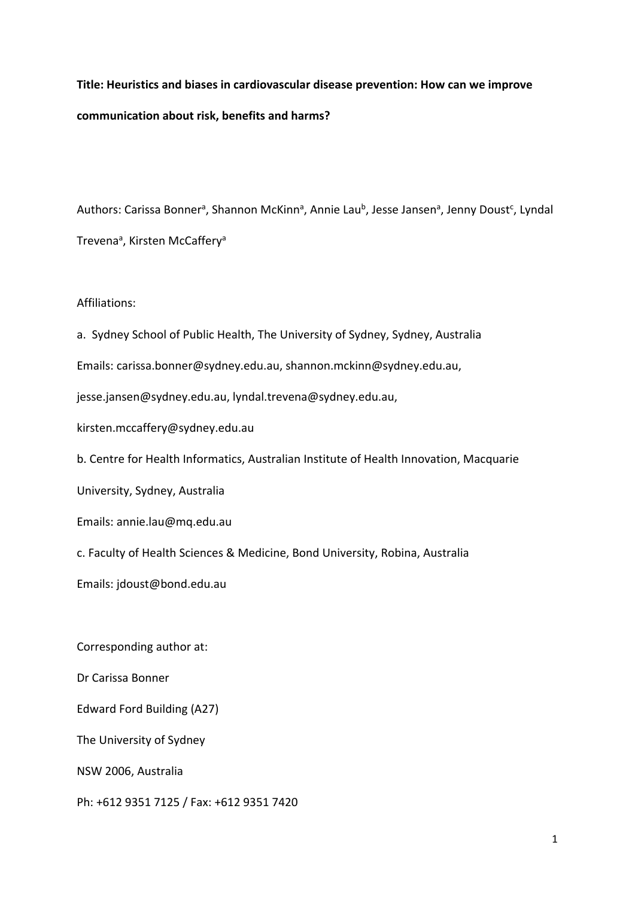**Title: Heuristics and biases in cardiovascular disease prevention: How can we improve communication about risk, benefits and harms?**

Authors: Carissa Bonner[a], Shannon McKinn[a], Annie Lau[b], Jesse Jansen[a], Jenny Doust[c], Lyndal Trevena[a], Kirsten McCaffery[a]

Affiliations:

a. Sydney School of Public Health, The University of Sydney, Sydney, Australia

Emails: carissa.bonner@sydney.edu.au, shannon.mckinn@sydney.edu.au, jesse.jansen@sydney.edu.au, lyndal.trevena@sydney.edu.au, kirsten.mccaffery@sydney.edu.au

b. Centre for Health Informatics, Australian Institute of Health Innovation, Macquarie University, Sydney, Australia

Emails: annie.lau@mq.edu.au

c. Faculty of Health Sciences & Medicine, Bond University, Robina, Australia

Emails: jdoust@bond.edu.au

Corresponding author at:

Dr Carissa Bonner

Edward Ford Building (A27)

The University of Sydney

NSW 2006, Australia

Ph: +612 9351 7125 / Fax: +612 9351 7420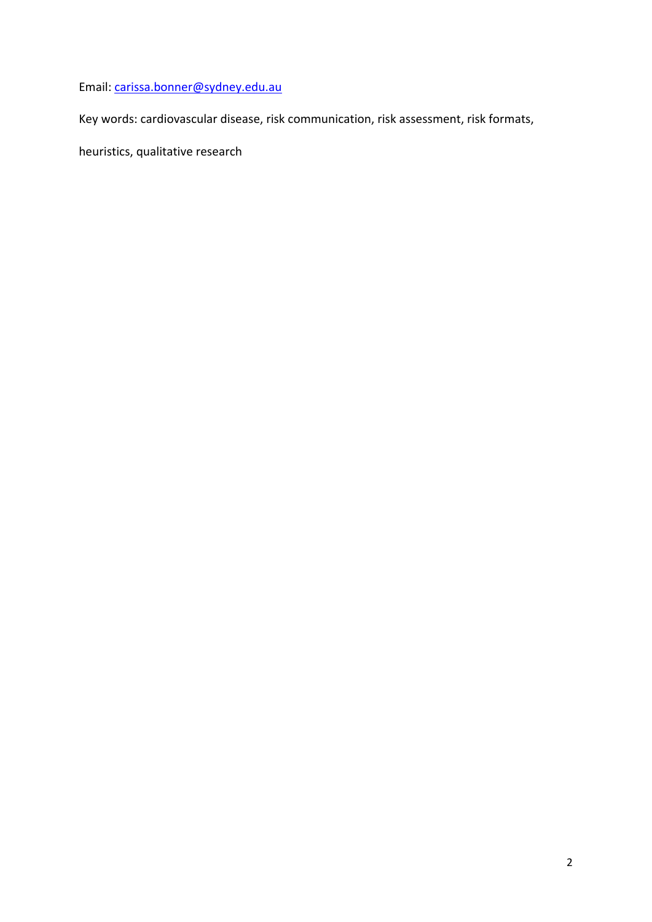Email: carissa.bonner@sydney.edu.au

Key words: cardiovascular disease, risk communication, risk assessment, risk formats, heuristics, qualitative research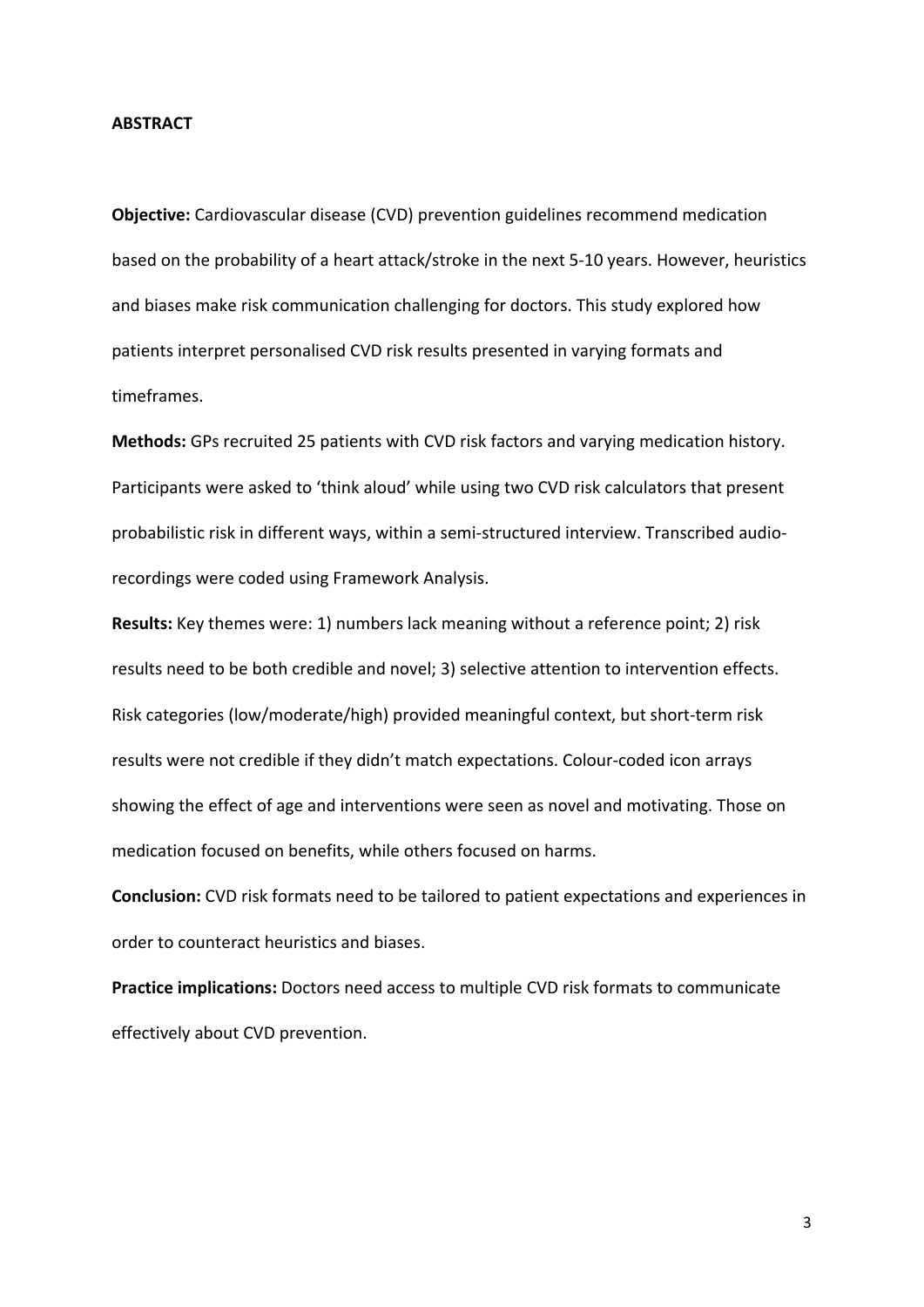**ABSTRACT**

**Objective:** Cardiovascular disease (CVD) prevention guidelines recommend medication based on the probability of a heart attack/stroke in the next 5-10 years. However, heuristics and biases make risk communication challenging for doctors. This study explored how patients interpret personalised CVD risk results presented in varying formats and timeframes.

**Methods:** GPs recruited 25 patients with CVD risk factors and varying medication history. Participants were asked to 'think aloud' while using two CVD risk calculators that present probabilistic risk in different ways, within a semi-structured interview. Transcribed audio-recordings were coded using Framework Analysis.

**Results:** Key themes were: 1) numbers lack meaning without a reference point; 2) risk results need to be both credible and novel; 3) selective attention to intervention effects. Risk categories (low/moderate/high) provided meaningful context, but short-term risk results were not credible if they didn't match expectations. Colour-coded icon arrays showing the effect of age and interventions were seen as novel and motivating. Those on medication focused on benefits, while others focused on harms.

**Conclusion:** CVD risk formats need to be tailored to patient expectations and experiences in order to counteract heuristics and biases.

**Practice implications:** Doctors need access to multiple CVD risk formats to communicate effectively about CVD prevention.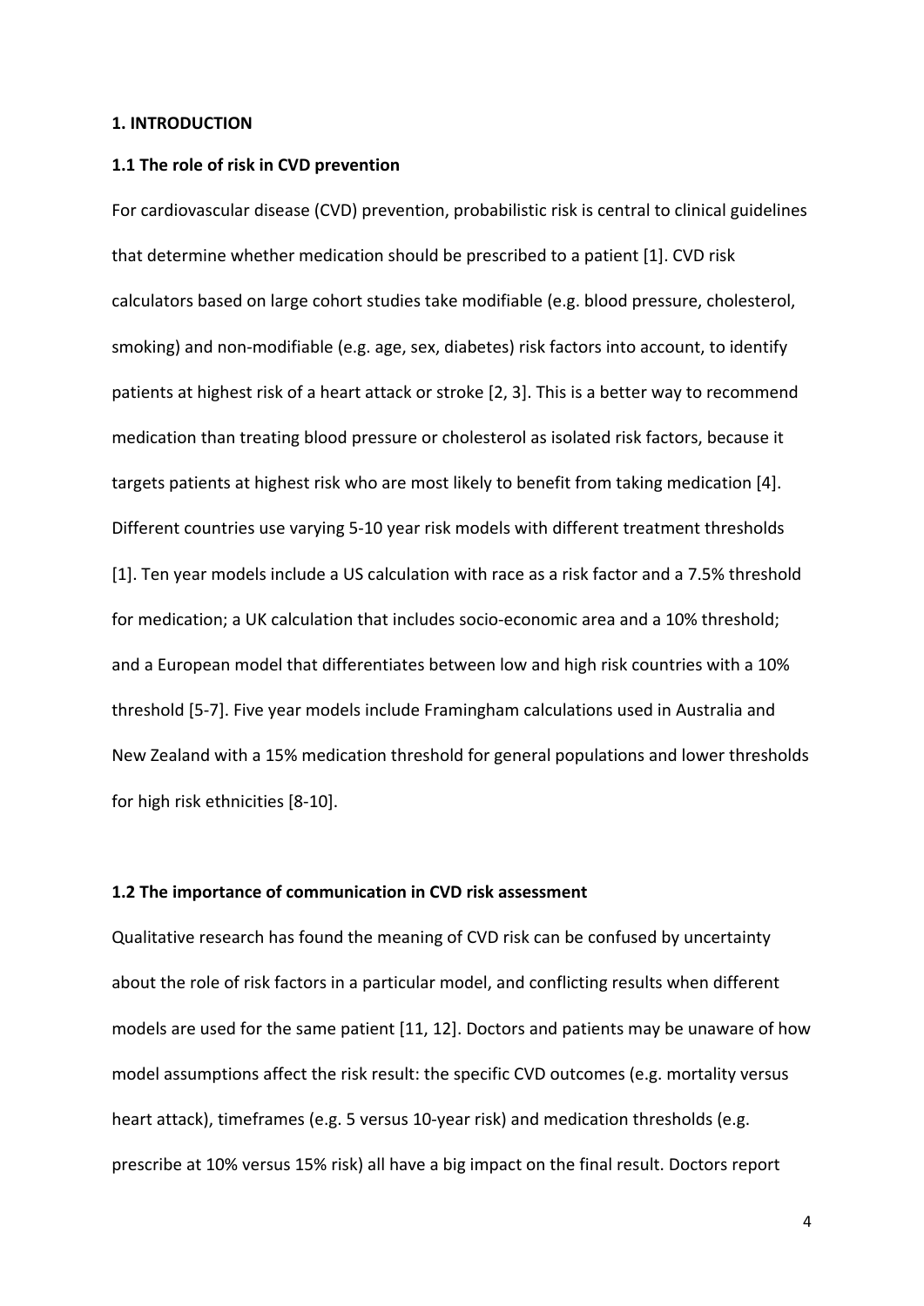## 1. INTRODUCTION

### 1.1 The role of risk in CVD prevention

For cardiovascular disease (CVD) prevention, probabilistic risk is central to clinical guidelines that determine whether medication should be prescribed to a patient [1]. CVD risk calculators based on large cohort studies take modifiable (e.g. blood pressure, cholesterol, smoking) and non-modifiable (e.g. age, sex, diabetes) risk factors into account, to identify patients at highest risk of a heart attack or stroke [2, 3]. This is a better way to recommend medication than treating blood pressure or cholesterol as isolated risk factors, because it targets patients at highest risk who are most likely to benefit from taking medication [4]. Different countries use varying 5-10 year risk models with different treatment thresholds [1]. Ten year models include a US calculation with race as a risk factor and a 7.5% threshold for medication; a UK calculation that includes socio-economic area and a 10% threshold; and a European model that differentiates between low and high risk countries with a 10% threshold [5-7]. Five year models include Framingham calculations used in Australia and New Zealand with a 15% medication threshold for general populations and lower thresholds for high risk ethnicities [8-10].

### 1.2 The importance of communication in CVD risk assessment

Qualitative research has found the meaning of CVD risk can be confused by uncertainty about the role of risk factors in a particular model, and conflicting results when different models are used for the same patient [11, 12]. Doctors and patients may be unaware of how model assumptions affect the risk result: the specific CVD outcomes (e.g. mortality versus heart attack), timeframes (e.g. 5 versus 10-year risk) and medication thresholds (e.g. prescribe at 10% versus 15% risk) all have a big impact on the final result. Doctors report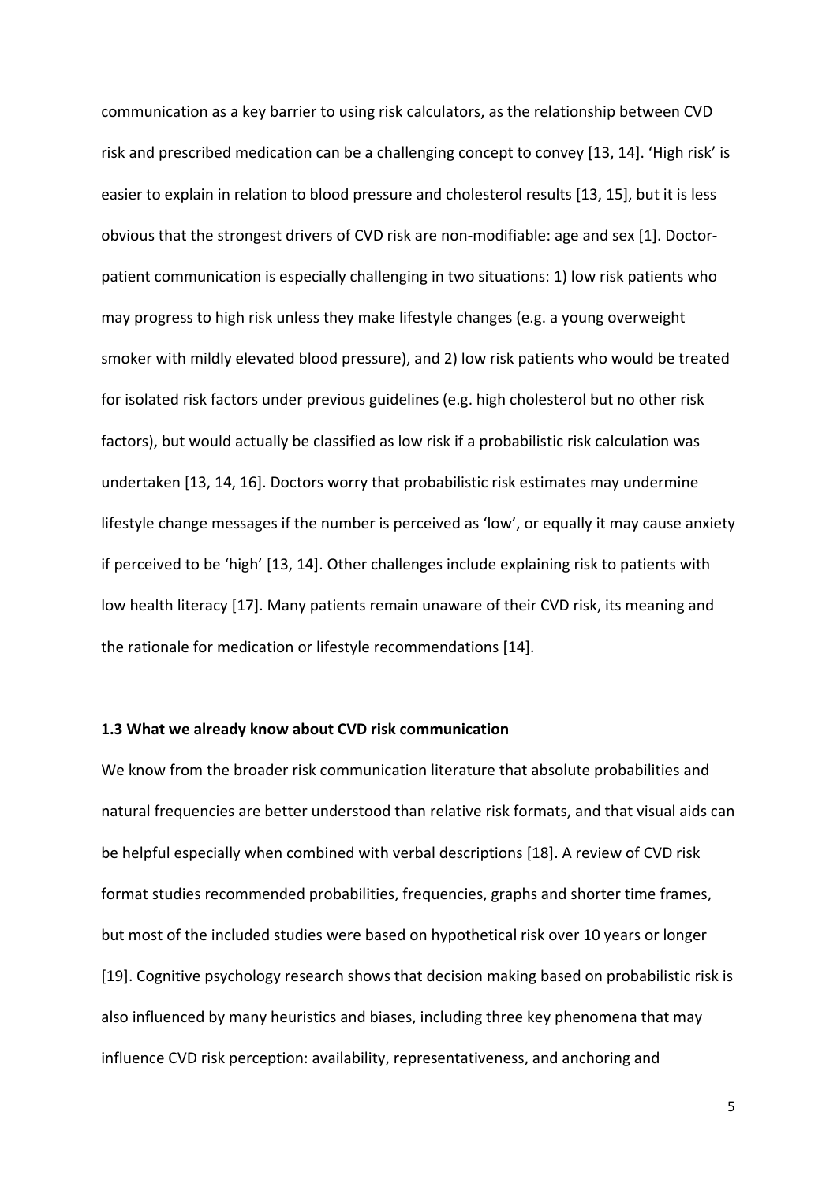communication as a key barrier to using risk calculators, as the relationship between CVD risk and prescribed medication can be a challenging concept to convey [13, 14]. 'High risk' is easier to explain in relation to blood pressure and cholesterol results [13, 15], but it is less obvious that the strongest drivers of CVD risk are non-modifiable: age and sex [1]. Doctor-patient communication is especially challenging in two situations: 1) low risk patients who may progress to high risk unless they make lifestyle changes (e.g. a young overweight smoker with mildly elevated blood pressure), and 2) low risk patients who would be treated for isolated risk factors under previous guidelines (e.g. high cholesterol but no other risk factors), but would actually be classified as low risk if a probabilistic risk calculation was undertaken [13, 14, 16]. Doctors worry that probabilistic risk estimates may undermine lifestyle change messages if the number is perceived as 'low', or equally it may cause anxiety if perceived to be 'high' [13, 14]. Other challenges include explaining risk to patients with low health literacy [17]. Many patients remain unaware of their CVD risk, its meaning and the rationale for medication or lifestyle recommendations [14].

### 1.3 What we already know about CVD risk communication

We know from the broader risk communication literature that absolute probabilities and natural frequencies are better understood than relative risk formats, and that visual aids can be helpful especially when combined with verbal descriptions [18]. A review of CVD risk format studies recommended probabilities, frequencies, graphs and shorter time frames, but most of the included studies were based on hypothetical risk over 10 years or longer [19]. Cognitive psychology research shows that decision making based on probabilistic risk is also influenced by many heuristics and biases, including three key phenomena that may influence CVD risk perception: availability, representativeness, and anchoring and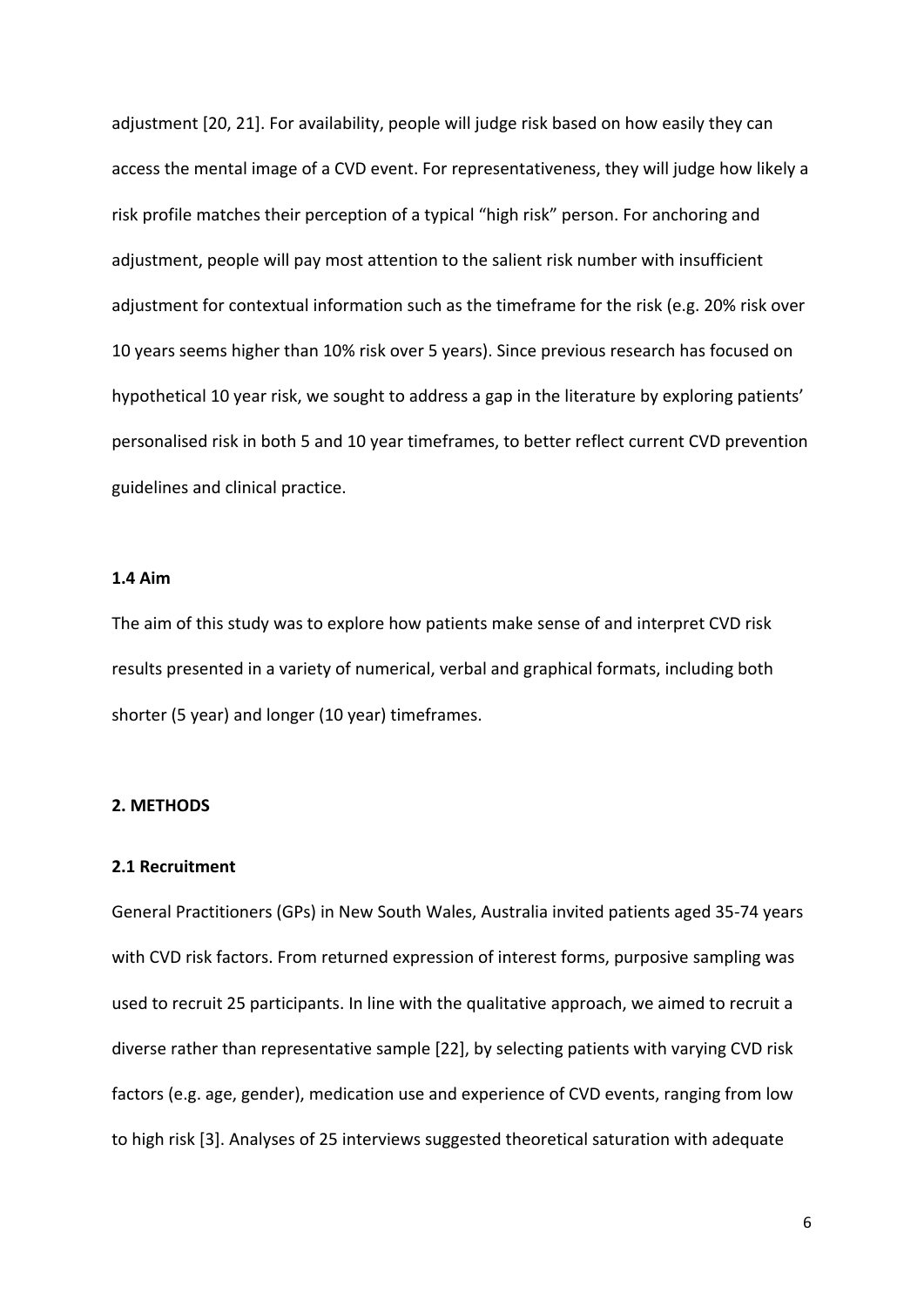adjustment [20, 21]. For availability, people will judge risk based on how easily they can access the mental image of a CVD event. For representativeness, they will judge how likely a risk profile matches their perception of a typical "high risk" person. For anchoring and adjustment, people will pay most attention to the salient risk number with insufficient adjustment for contextual information such as the timeframe for the risk (e.g. 20% risk over 10 years seems higher than 10% risk over 5 years). Since previous research has focused on hypothetical 10 year risk, we sought to address a gap in the literature by exploring patients' personalised risk in both 5 and 10 year timeframes, to better reflect current CVD prevention guidelines and clinical practice.

### 1.4 Aim

The aim of this study was to explore how patients make sense of and interpret CVD risk results presented in a variety of numerical, verbal and graphical formats, including both shorter (5 year) and longer (10 year) timeframes.

## 2. METHODS

### 2.1 Recruitment

General Practitioners (GPs) in New South Wales, Australia invited patients aged 35-74 years with CVD risk factors. From returned expression of interest forms, purposive sampling was used to recruit 25 participants. In line with the qualitative approach, we aimed to recruit a diverse rather than representative sample [22], by selecting patients with varying CVD risk factors (e.g. age, gender), medication use and experience of CVD events, ranging from low to high risk [3]. Analyses of 25 interviews suggested theoretical saturation with adequate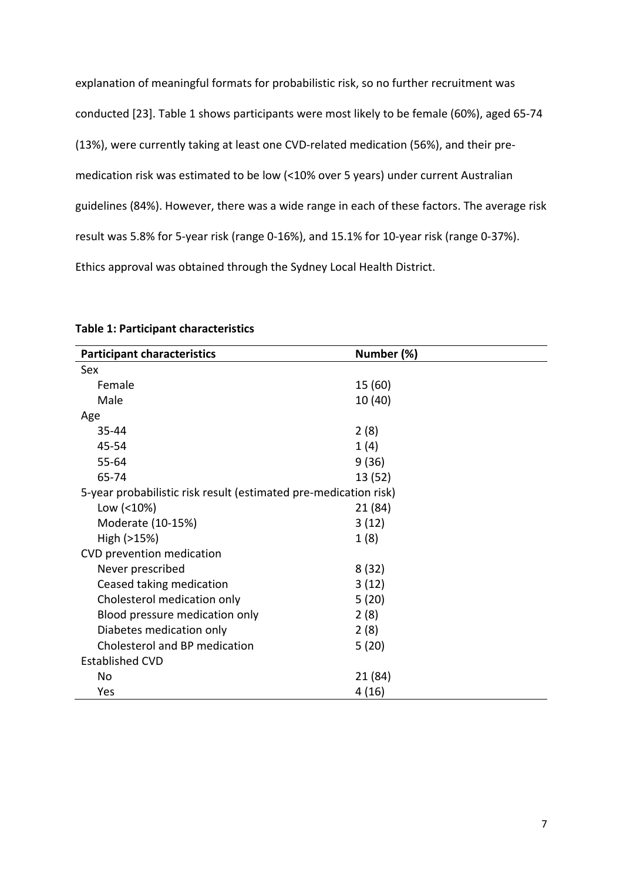explanation of meaningful formats for probabilistic risk, so no further recruitment was conducted [23]. Table 1 shows participants were most likely to be female (60%), aged 65-74 (13%), were currently taking at least one CVD-related medication (56%), and their pre-medication risk was estimated to be low (<10% over 5 years) under current Australian guidelines (84%). However, there was a wide range in each of these factors. The average risk result was 5.8% for 5-year risk (range 0-16%), and 15.1% for 10-year risk (range 0-37%). Ethics approval was obtained through the Sydney Local Health District.

**Table 1: Participant characteristics**

| Participant characteristics | Number (%) |
|---|---|
| Sex | |
| Female | 15 (60) |
| Male | 10 (40) |
| Age | |
| 35-44 | 2 (8) |
| 45-54 | 1 (4) |
| 55-64 | 9 (36) |
| 65-74 | 13 (52) |
| 5-year probabilistic risk result (estimated pre-medication risk) | |
| Low (<10%) | 21 (84) |
| Moderate (10-15%) | 3 (12) |
| High (>15%) | 1 (8) |
| CVD prevention medication | |
| Never prescribed | 8 (32) |
| Ceased taking medication | 3 (12) |
| Cholesterol medication only | 5 (20) |
| Blood pressure medication only | 2 (8) |
| Diabetes medication only | 2 (8) |
| Cholesterol and BP medication | 5 (20) |
| Established CVD | |
| No | 21 (84) |
| Yes | 4 (16) |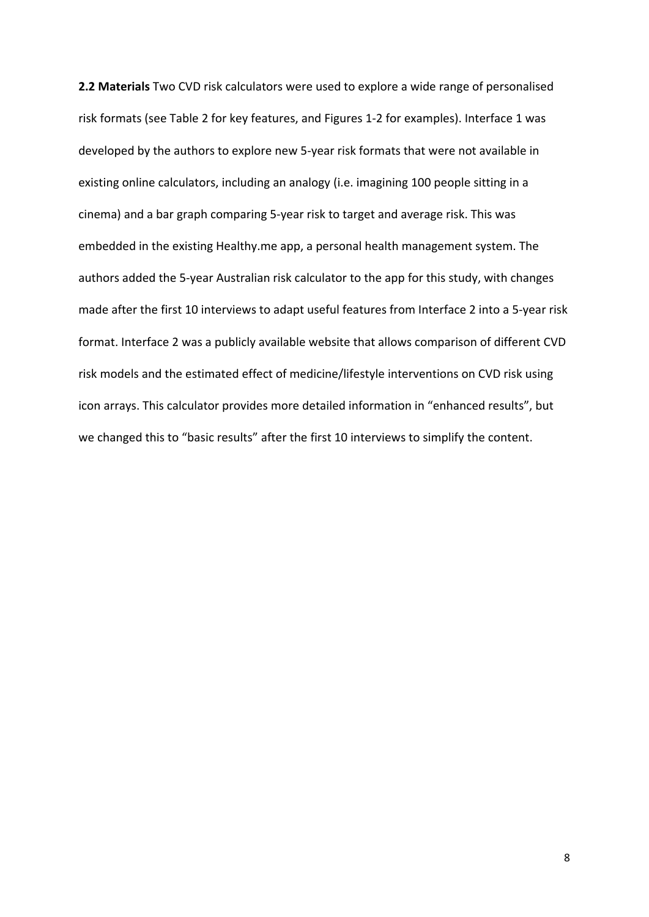**2.2 Materials** Two CVD risk calculators were used to explore a wide range of personalised risk formats (see Table 2 for key features, and Figures 1-2 for examples). Interface 1 was developed by the authors to explore new 5-year risk formats that were not available in existing online calculators, including an analogy (i.e. imagining 100 people sitting in a cinema) and a bar graph comparing 5-year risk to target and average risk. This was embedded in the existing Healthy.me app, a personal health management system. The authors added the 5-year Australian risk calculator to the app for this study, with changes made after the first 10 interviews to adapt useful features from Interface 2 into a 5-year risk format. Interface 2 was a publicly available website that allows comparison of different CVD risk models and the estimated effect of medicine/lifestyle interventions on CVD risk using icon arrays. This calculator provides more detailed information in "enhanced results", but we changed this to "basic results" after the first 10 interviews to simplify the content.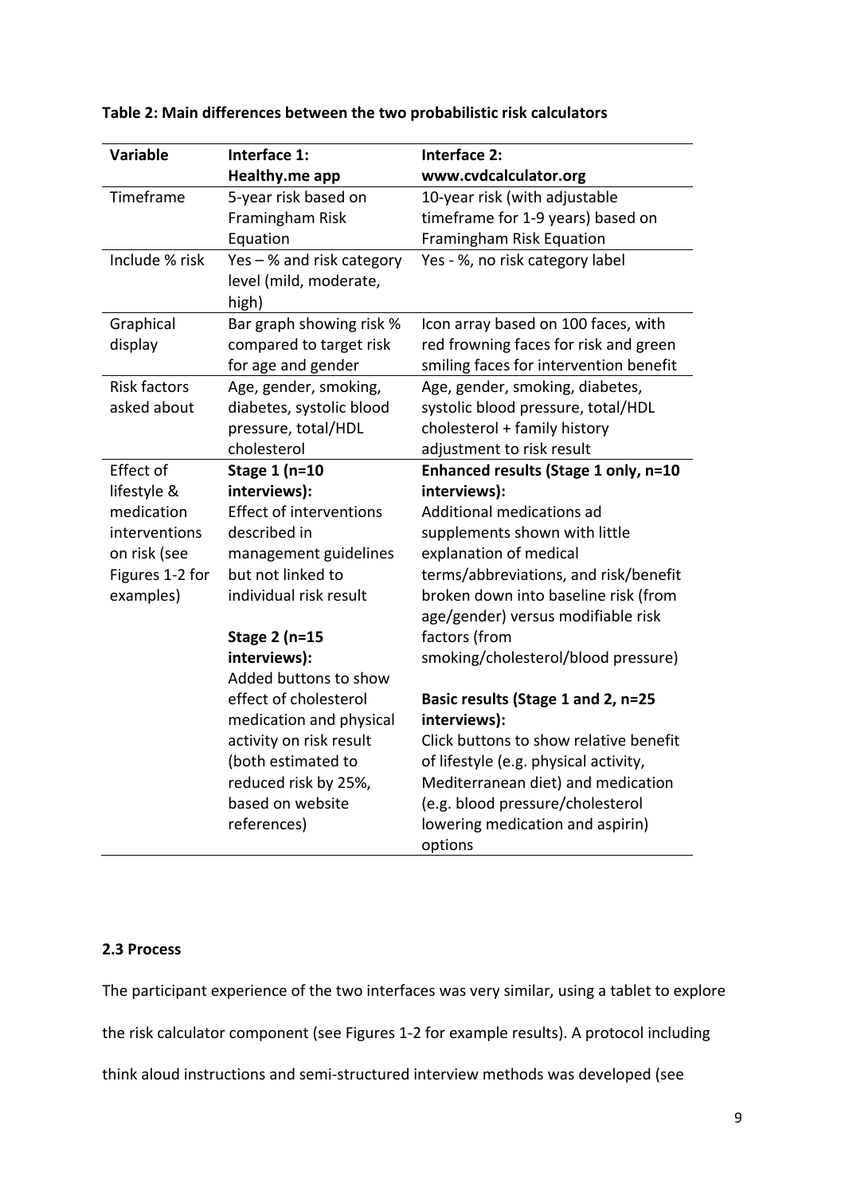**Table 2: Main differences between the two probabilistic risk calculators**

| Variable | Interface 1: Healthy.me app | Interface 2: www.cvdcalculator.org |
|---|---|---|
| Timeframe | 5-year risk based on Framingham Risk Equation | 10-year risk (with adjustable timeframe for 1-9 years) based on Framingham Risk Equation |
| Include % risk | Yes – % and risk category level (mild, moderate, high) | Yes - %, no risk category label |
| Graphical display | Bar graph showing risk % compared to target risk for age and gender | Icon array based on 100 faces, with red frowning faces for risk and green smiling faces for intervention benefit |
| Risk factors asked about | Age, gender, smoking, diabetes, systolic blood pressure, total/HDL cholesterol | Age, gender, smoking, diabetes, systolic blood pressure, total/HDL cholesterol + family history adjustment to risk result |
| Effect of lifestyle & medication interventions on risk (see Figures 1-2 for examples) | **Stage 1 (n=10 interviews):** Effect of interventions described in management guidelines but not linked to individual risk result<br><br>**Stage 2 (n=15 interviews):** Added buttons to show effect of cholesterol medication and physical activity on risk result (both estimated to reduced risk by 25%, based on website references) | **Enhanced results (Stage 1 only, n=10 interviews):** Additional medications ad supplements shown with little explanation of medical terms/abbreviations, and risk/benefit broken down into baseline risk (from age/gender) versus modifiable risk factors (from smoking/cholesterol/blood pressure)<br><br>**Basic results (Stage 1 and 2, n=25 interviews):** Click buttons to show relative benefit of lifestyle (e.g. physical activity, Mediterranean diet) and medication (e.g. blood pressure/cholesterol lowering medication and aspirin) options |

### 2.3 Process

The participant experience of the two interfaces was very similar, using a tablet to explore the risk calculator component (see Figures 1-2 for example results). A protocol including think aloud instructions and semi-structured interview methods was developed (see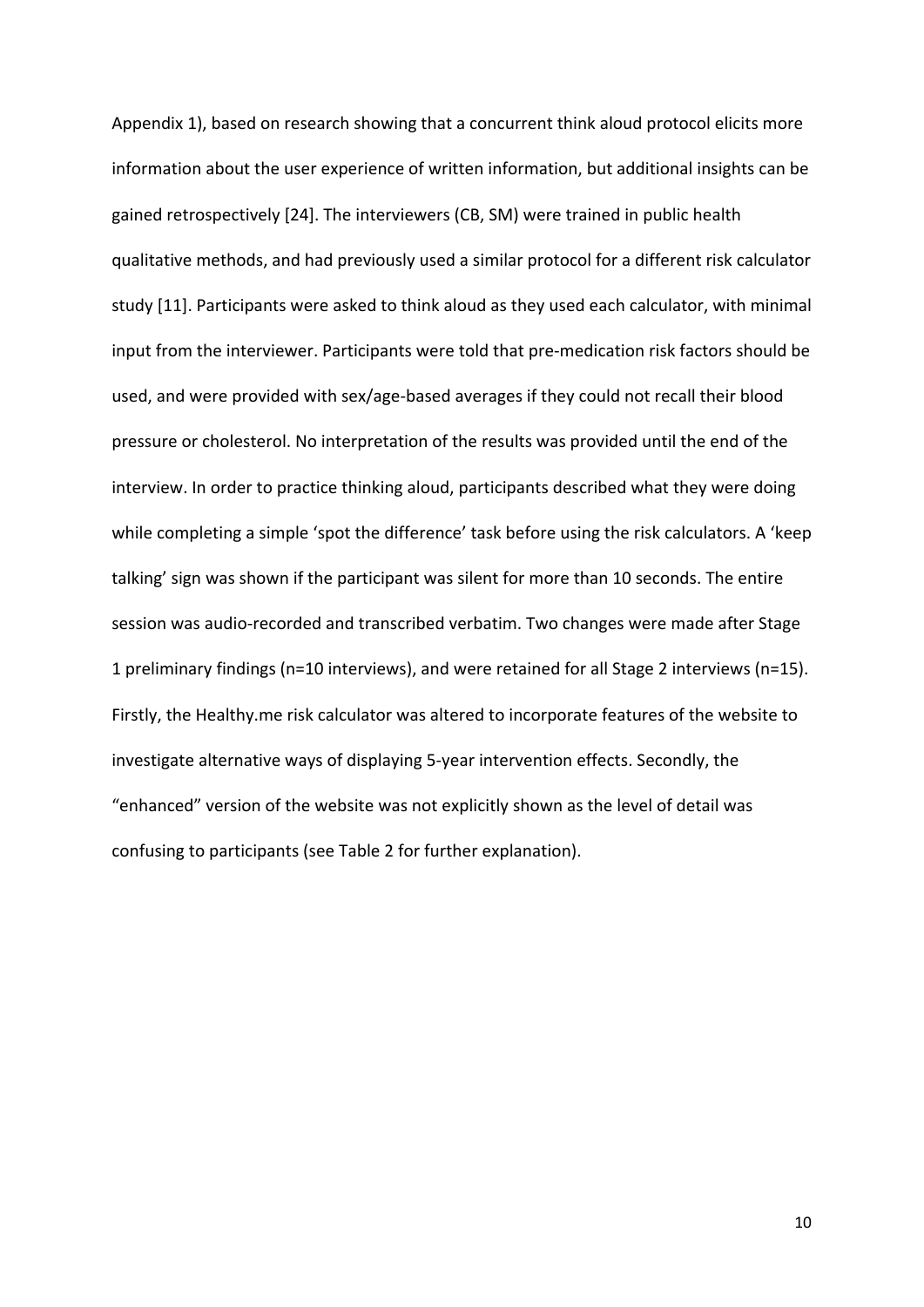Appendix 1), based on research showing that a concurrent think aloud protocol elicits more information about the user experience of written information, but additional insights can be gained retrospectively [24]. The interviewers (CB, SM) were trained in public health qualitative methods, and had previously used a similar protocol for a different risk calculator study [11]. Participants were asked to think aloud as they used each calculator, with minimal input from the interviewer. Participants were told that pre-medication risk factors should be used, and were provided with sex/age-based averages if they could not recall their blood pressure or cholesterol. No interpretation of the results was provided until the end of the interview. In order to practice thinking aloud, participants described what they were doing while completing a simple 'spot the difference' task before using the risk calculators. A 'keep talking' sign was shown if the participant was silent for more than 10 seconds. The entire session was audio-recorded and transcribed verbatim. Two changes were made after Stage 1 preliminary findings (n=10 interviews), and were retained for all Stage 2 interviews (n=15). Firstly, the Healthy.me risk calculator was altered to incorporate features of the website to investigate alternative ways of displaying 5-year intervention effects. Secondly, the "enhanced" version of the website was not explicitly shown as the level of detail was confusing to participants (see Table 2 for further explanation).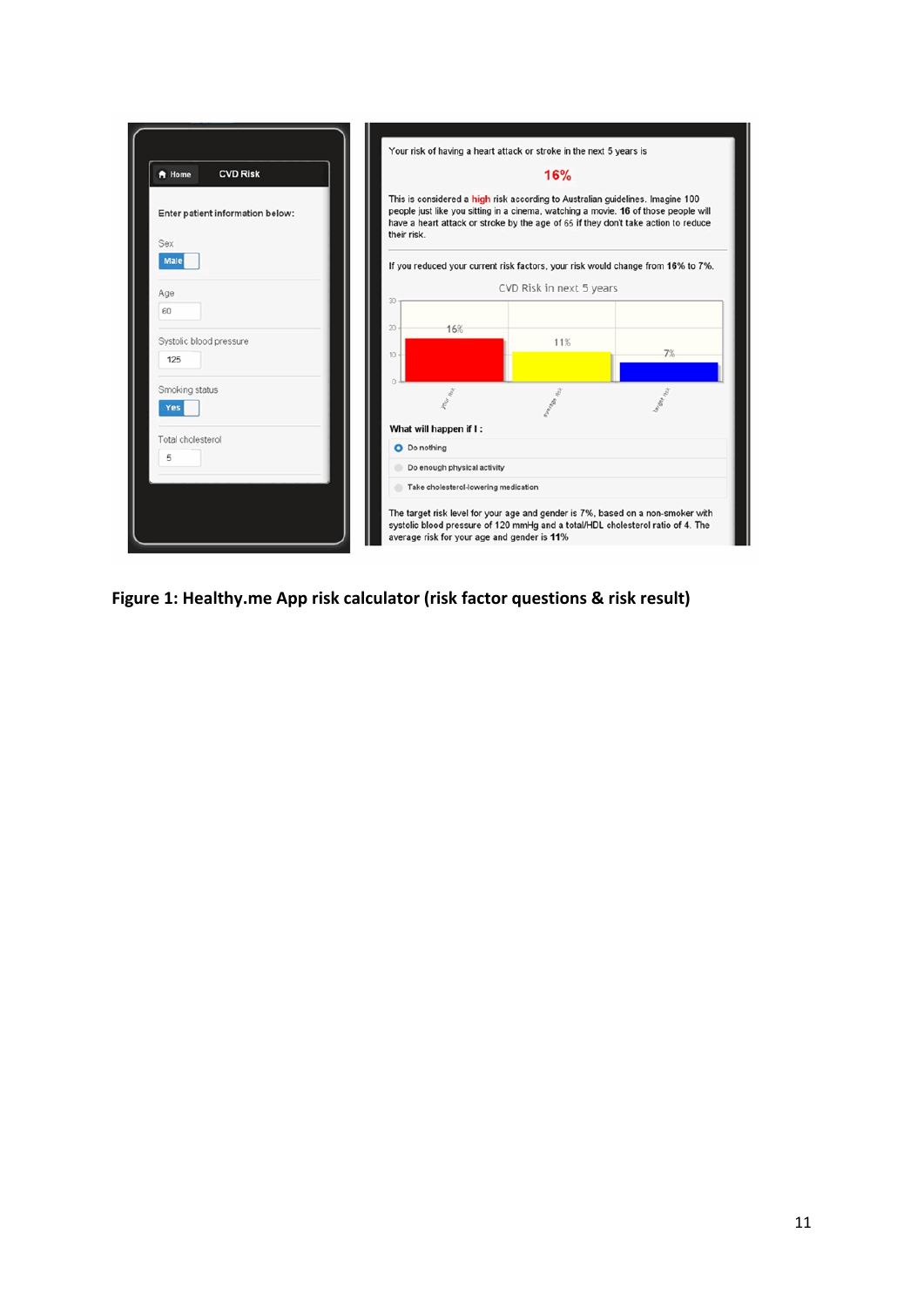Home CVD Risk

Enter patient information below:

Sex

Male

Age

60

Systolic blood pressure

125

Smoking status

Yes

Total cholesterol

5

Your risk of having a heart attack or stroke in the next 5 years is

16%

This is considered a high risk according to Australian guidelines. Imagine 100 people just like you sitting in a cinema, watching a movie. 16 of those people will have a heart attack or stroke by the age of 65 if they don't take action to reduce their risk.

If you reduced your current risk factors, your risk would change from 16% to 7%.

CVD Risk in next 5 years

30

20

10

0

16%

11%

7%

your risk

average risk

target risk

What will happen if I :

Do nothing

Do enough physical activity

Take cholesterol-lowering medication

The target risk level for your age and gender is 7%, based on a non-smoker with systolic blood pressure of 120 mmHg and a total/HDL cholesterol ratio of 4. The average risk for your age and gender is 11%

**Figure 1: Healthy.me App risk calculator (risk factor questions & risk result)**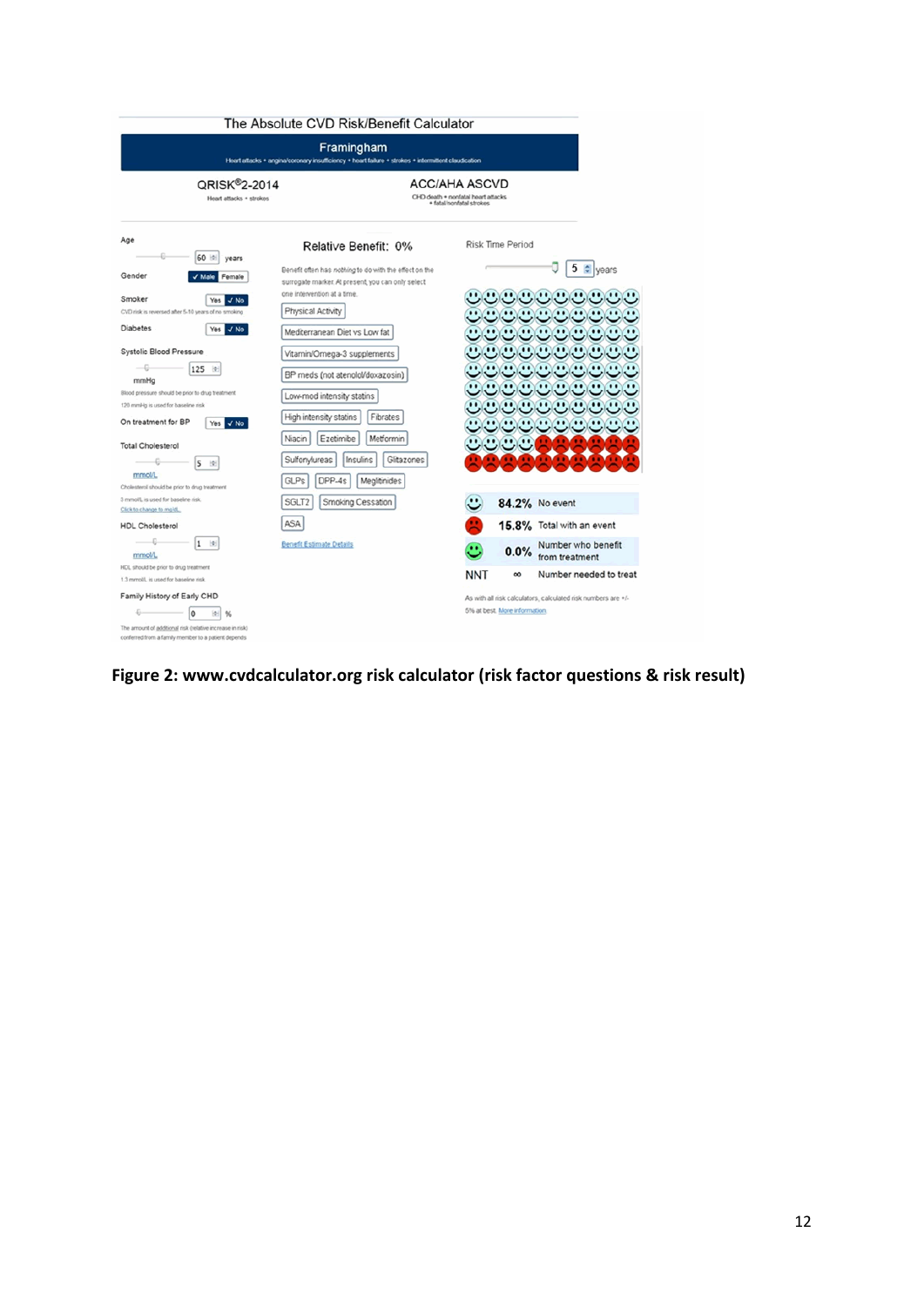**Figure 2: www.cvdcalculator.org risk calculator (risk factor questions & risk result)**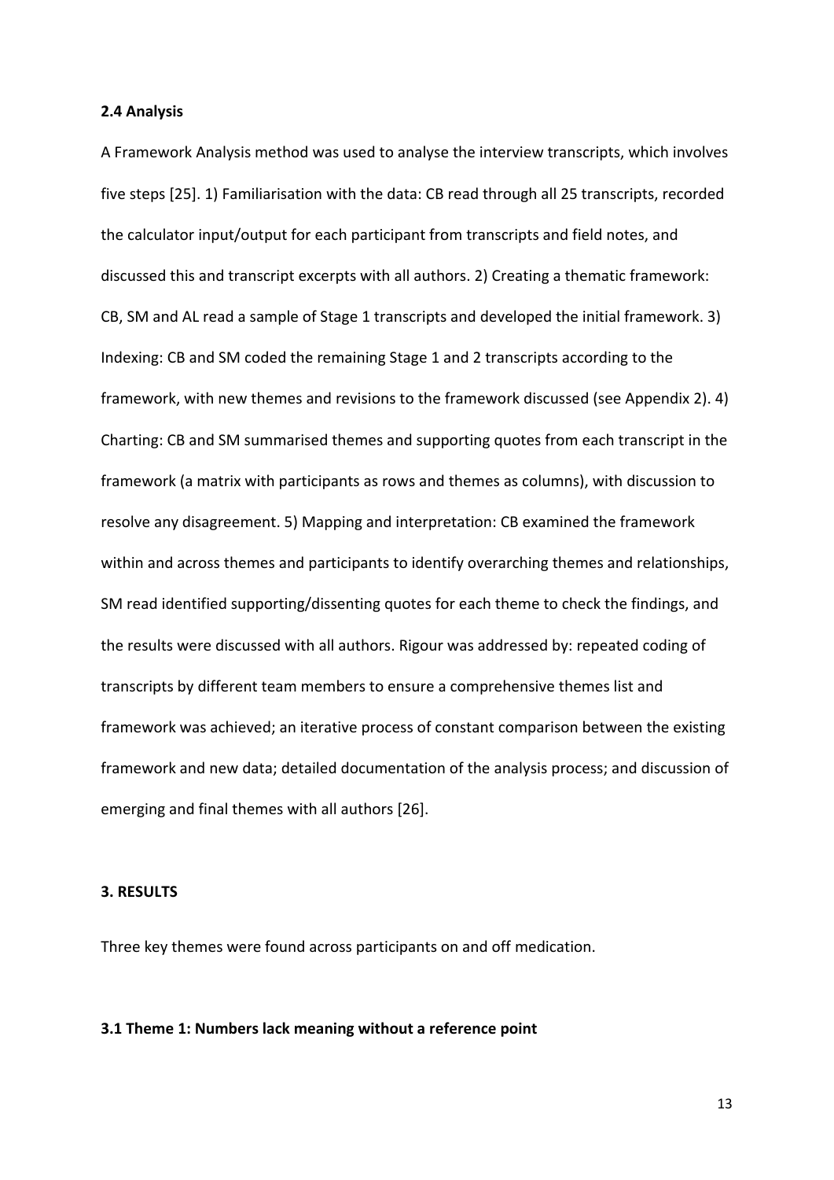### 2.4 Analysis

A Framework Analysis method was used to analyse the interview transcripts, which involves five steps [25]. 1) Familiarisation with the data: CB read through all 25 transcripts, recorded the calculator input/output for each participant from transcripts and field notes, and discussed this and transcript excerpts with all authors. 2) Creating a thematic framework: CB, SM and AL read a sample of Stage 1 transcripts and developed the initial framework. 3) Indexing: CB and SM coded the remaining Stage 1 and 2 transcripts according to the framework, with new themes and revisions to the framework discussed (see Appendix 2). 4) Charting: CB and SM summarised themes and supporting quotes from each transcript in the framework (a matrix with participants as rows and themes as columns), with discussion to resolve any disagreement. 5) Mapping and interpretation: CB examined the framework within and across themes and participants to identify overarching themes and relationships, SM read identified supporting/dissenting quotes for each theme to check the findings, and the results were discussed with all authors. Rigour was addressed by: repeated coding of transcripts by different team members to ensure a comprehensive themes list and framework was achieved; an iterative process of constant comparison between the existing framework and new data; detailed documentation of the analysis process; and discussion of emerging and final themes with all authors [26].

## 3. RESULTS

Three key themes were found across participants on and off medication.

### 3.1 Theme 1: Numbers lack meaning without a reference point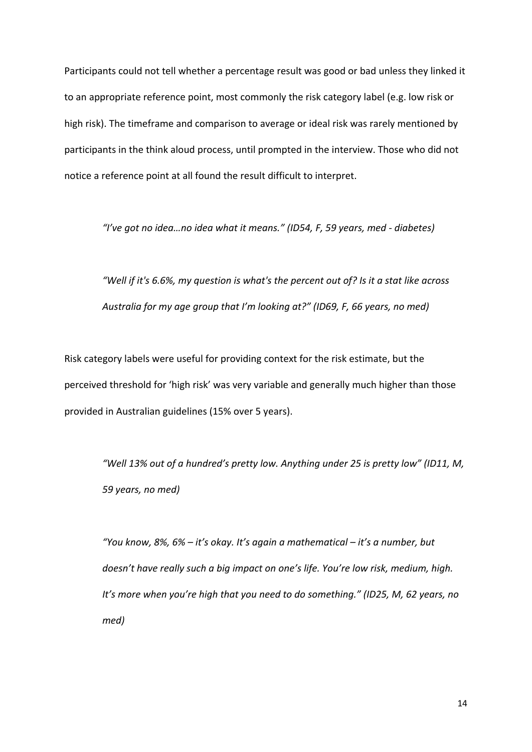Participants could not tell whether a percentage result was good or bad unless they linked it to an appropriate reference point, most commonly the risk category label (e.g. low risk or high risk). The timeframe and comparison to average or ideal risk was rarely mentioned by participants in the think aloud process, until prompted in the interview. Those who did not notice a reference point at all found the result difficult to interpret.

> *"I've got no idea…no idea what it means." (ID54, F, 59 years, med - diabetes)*

> *"Well if it's 6.6%, my question is what's the percent out of? Is it a stat like across Australia for my age group that I'm looking at?" (ID69, F, 66 years, no med)*

Risk category labels were useful for providing context for the risk estimate, but the perceived threshold for 'high risk' was very variable and generally much higher than those provided in Australian guidelines (15% over 5 years).

> *"Well 13% out of a hundred's pretty low. Anything under 25 is pretty low" (ID11, M, 59 years, no med)*

> *"You know, 8%, 6% – it's okay. It's again a mathematical – it's a number, but doesn't have really such a big impact on one's life. You're low risk, medium, high. It's more when you're high that you need to do something." (ID25, M, 62 years, no med)*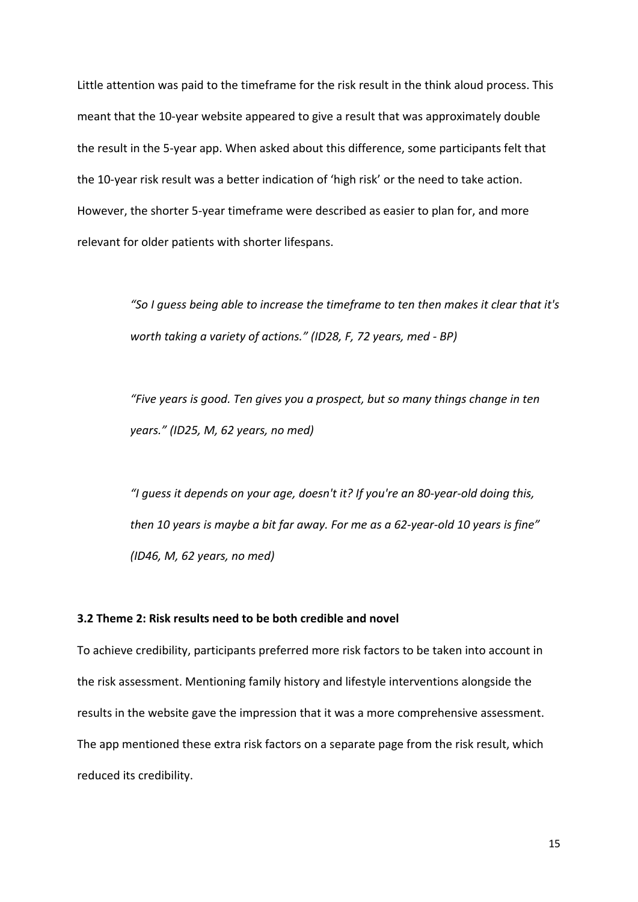Little attention was paid to the timeframe for the risk result in the think aloud process. This meant that the 10-year website appeared to give a result that was approximately double the result in the 5-year app. When asked about this difference, some participants felt that the 10-year risk result was a better indication of 'high risk' or the need to take action. However, the shorter 5-year timeframe were described as easier to plan for, and more relevant for older patients with shorter lifespans.

> *"So I guess being able to increase the timeframe to ten then makes it clear that it's worth taking a variety of actions." (ID28, F, 72 years, med - BP)*

> *"Five years is good. Ten gives you a prospect, but so many things change in ten years." (ID25, M, 62 years, no med)*

> *"I guess it depends on your age, doesn't it? If you're an 80-year-old doing this, then 10 years is maybe a bit far away. For me as a 62-year-old 10 years is fine" (ID46, M, 62 years, no med)*

### 3.2 Theme 2: Risk results need to be both credible and novel

To achieve credibility, participants preferred more risk factors to be taken into account in the risk assessment. Mentioning family history and lifestyle interventions alongside the results in the website gave the impression that it was a more comprehensive assessment. The app mentioned these extra risk factors on a separate page from the risk result, which reduced its credibility.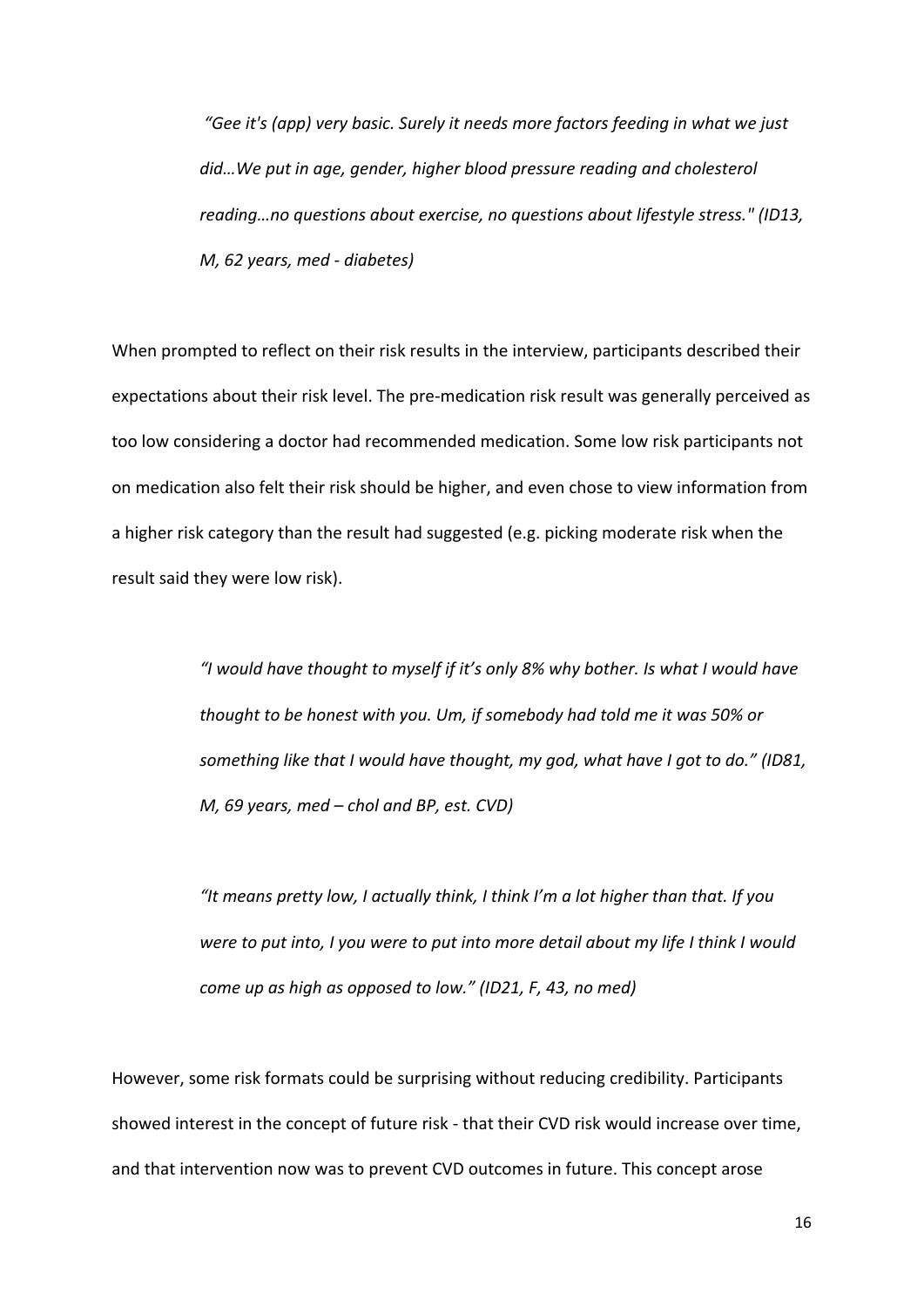*"Gee it's (app) very basic. Surely it needs more factors feeding in what we just did…We put in age, gender, higher blood pressure reading and cholesterol reading…no questions about exercise, no questions about lifestyle stress." (ID13, M, 62 years, med - diabetes)*

When prompted to reflect on their risk results in the interview, participants described their expectations about their risk level. The pre-medication risk result was generally perceived as too low considering a doctor had recommended medication. Some low risk participants not on medication also felt their risk should be higher, and even chose to view information from a higher risk category than the result had suggested (e.g. picking moderate risk when the result said they were low risk).

*"I would have thought to myself if it's only 8% why bother. Is what I would have thought to be honest with you. Um, if somebody had told me it was 50% or something like that I would have thought, my god, what have I got to do." (ID81, M, 69 years, med – chol and BP, est. CVD)*

*"It means pretty low, I actually think, I think I'm a lot higher than that. If you were to put into, I you were to put into more detail about my life I think I would come up as high as opposed to low." (ID21, F, 43, no med)*

However, some risk formats could be surprising without reducing credibility. Participants showed interest in the concept of future risk - that their CVD risk would increase over time, and that intervention now was to prevent CVD outcomes in future. This concept arose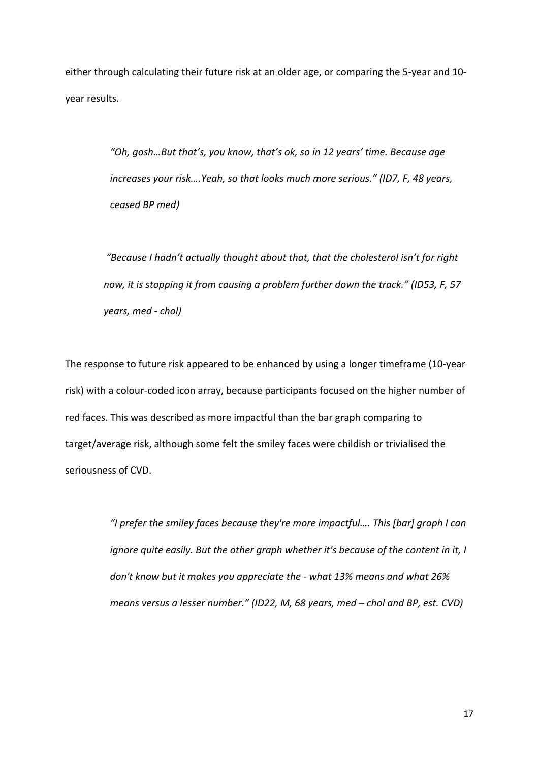either through calculating their future risk at an older age, or comparing the 5-year and 10-year results.

> *"Oh, gosh…But that's, you know, that's ok, so in 12 years' time. Because age increases your risk….Yeah, so that looks much more serious." (ID7, F, 48 years, ceased BP med)*

> *"Because I hadn't actually thought about that, that the cholesterol isn't for right now, it is stopping it from causing a problem further down the track." (ID53, F, 57 years, med - chol)*

The response to future risk appeared to be enhanced by using a longer timeframe (10-year risk) with a colour-coded icon array, because participants focused on the higher number of red faces. This was described as more impactful than the bar graph comparing to target/average risk, although some felt the smiley faces were childish or trivialised the seriousness of CVD.

> *"I prefer the smiley faces because they're more impactful…. This [bar] graph I can ignore quite easily. But the other graph whether it's because of the content in it, I don't know but it makes you appreciate the - what 13% means and what 26% means versus a lesser number." (ID22, M, 68 years, med – chol and BP, est. CVD)*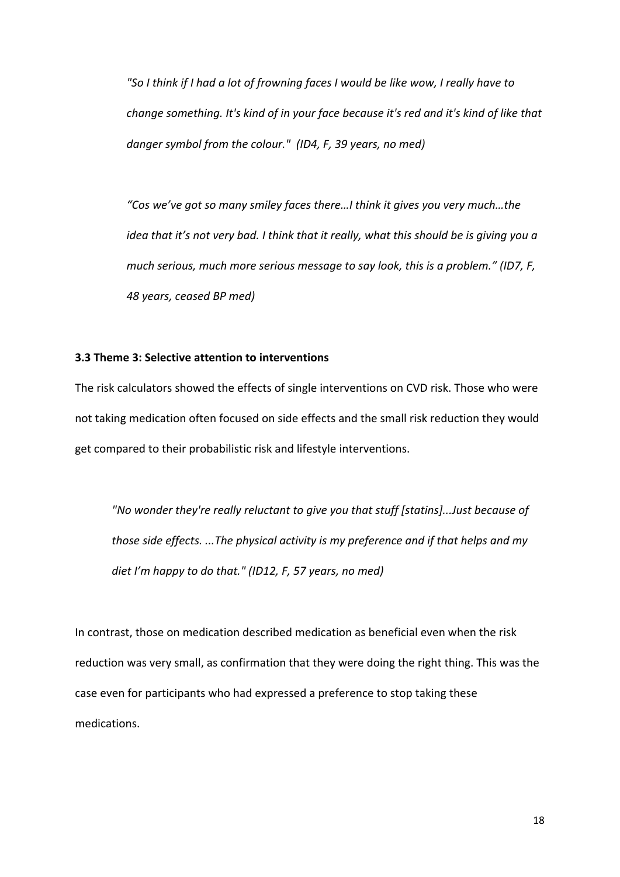*"So I think if I had a lot of frowning faces I would be like wow, I really have to change something. It's kind of in your face because it's red and it's kind of like that danger symbol from the colour." (ID4, F, 39 years, no med)*

*"Cos we've got so many smiley faces there…I think it gives you very much…the idea that it's not very bad. I think that it really, what this should be is giving you a much serious, much more serious message to say look, this is a problem." (ID7, F, 48 years, ceased BP med)*

### 3.3 Theme 3: Selective attention to interventions

The risk calculators showed the effects of single interventions on CVD risk. Those who were not taking medication often focused on side effects and the small risk reduction they would get compared to their probabilistic risk and lifestyle interventions.

*"No wonder they're really reluctant to give you that stuff [statins]...Just because of those side effects. ...The physical activity is my preference and if that helps and my diet I'm happy to do that." (ID12, F, 57 years, no med)*

In contrast, those on medication described medication as beneficial even when the risk reduction was very small, as confirmation that they were doing the right thing. This was the case even for participants who had expressed a preference to stop taking these medications.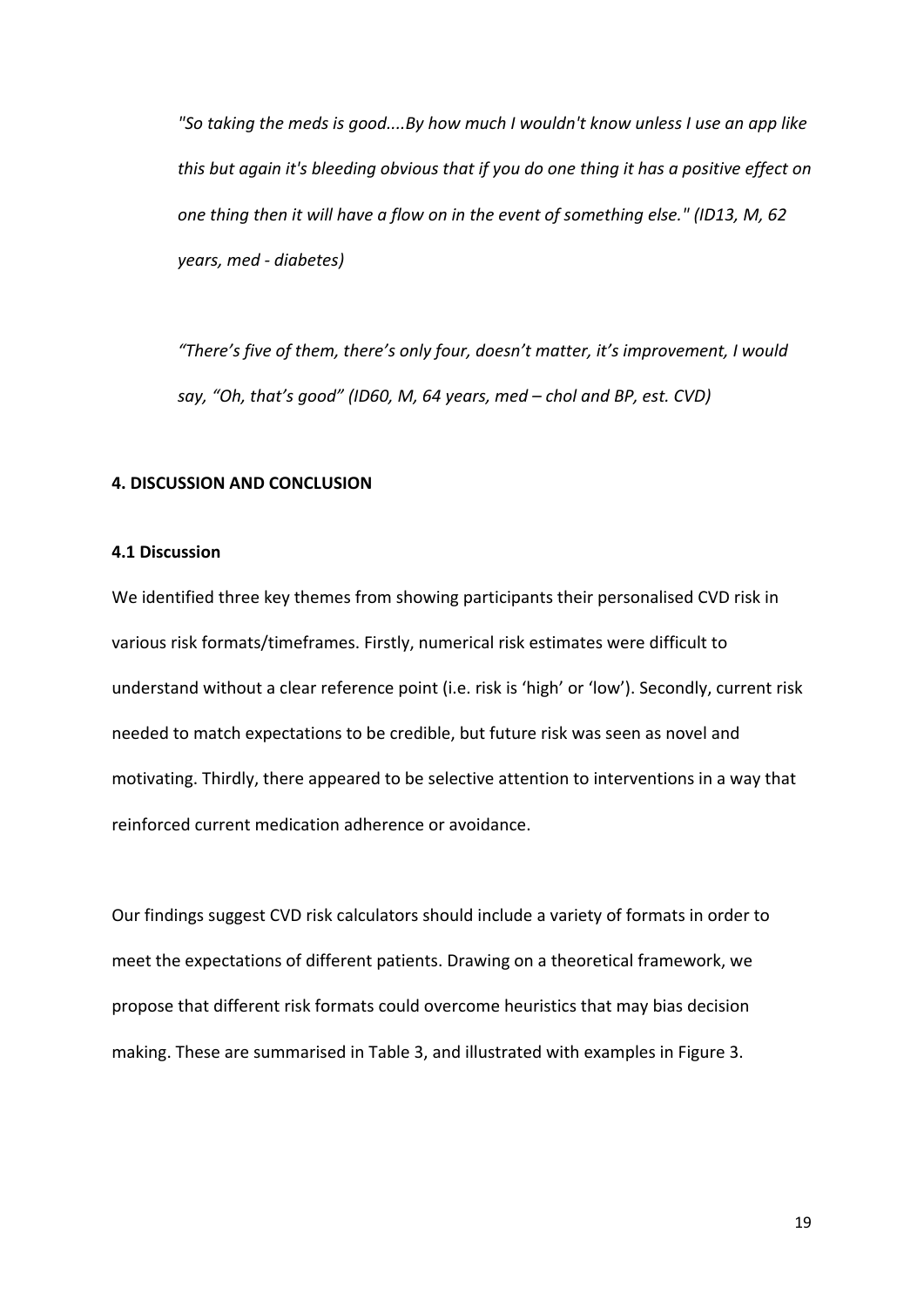*"So taking the meds is good....By how much I wouldn't know unless I use an app like this but again it's bleeding obvious that if you do one thing it has a positive effect on one thing then it will have a flow on in the event of something else." (ID13, M, 62 years, med - diabetes)*

*"There's five of them, there's only four, doesn't matter, it's improvement, I would say, "Oh, that's good" (ID60, M, 64 years, med – chol and BP, est. CVD)*

## 4. DISCUSSION AND CONCLUSION

### 4.1 Discussion

We identified three key themes from showing participants their personalised CVD risk in various risk formats/timeframes. Firstly, numerical risk estimates were difficult to understand without a clear reference point (i.e. risk is 'high' or 'low'). Secondly, current risk needed to match expectations to be credible, but future risk was seen as novel and motivating. Thirdly, there appeared to be selective attention to interventions in a way that reinforced current medication adherence or avoidance.

Our findings suggest CVD risk calculators should include a variety of formats in order to meet the expectations of different patients. Drawing on a theoretical framework, we propose that different risk formats could overcome heuristics that may bias decision making. These are summarised in Table 3, and illustrated with examples in Figure 3.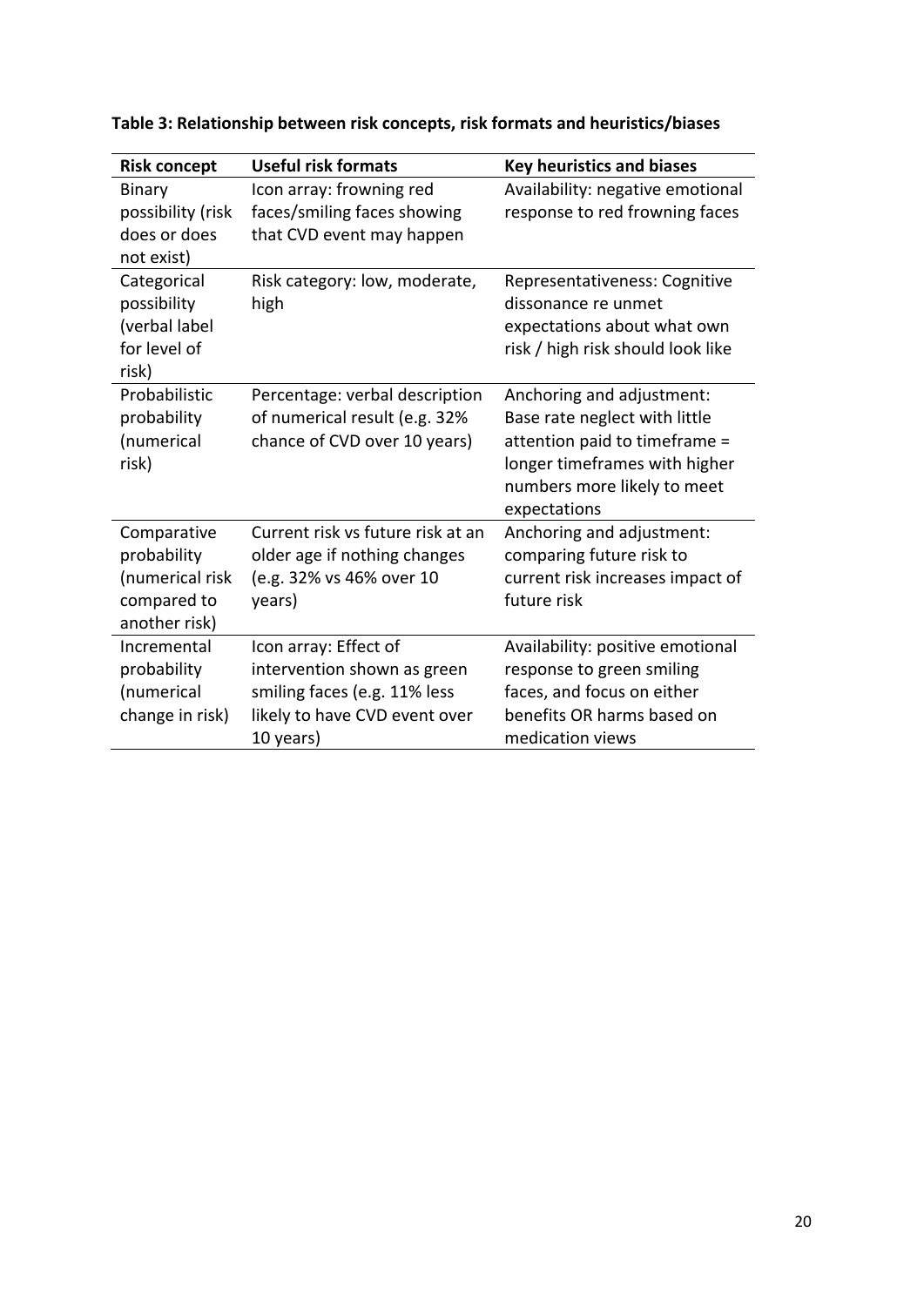**Table 3: Relationship between risk concepts, risk formats and heuristics/biases**

| Risk concept | Useful risk formats | Key heuristics and biases |
|---|---|---|
| Binary possibility (risk does or does not exist) | Icon array: frowning red faces/smiling faces showing that CVD event may happen | Availability: negative emotional response to red frowning faces |
| Categorical possibility (verbal label for level of risk) | Risk category: low, moderate, high | Representativeness: Cognitive dissonance re unmet expectations about what own risk / high risk should look like |
| Probabilistic probability (numerical risk) | Percentage: verbal description of numerical result (e.g. 32% chance of CVD over 10 years) | Anchoring and adjustment: Base rate neglect with little attention paid to timeframe = longer timeframes with higher numbers more likely to meet expectations |
| Comparative probability (numerical risk compared to another risk) | Current risk vs future risk at an older age if nothing changes (e.g. 32% vs 46% over 10 years) | Anchoring and adjustment: comparing future risk to current risk increases impact of future risk |
| Incremental probability (numerical change in risk) | Icon array: Effect of intervention shown as green smiling faces (e.g. 11% less likely to have CVD event over 10 years) | Availability: positive emotional response to green smiling faces, and focus on either benefits OR harms based on medication views |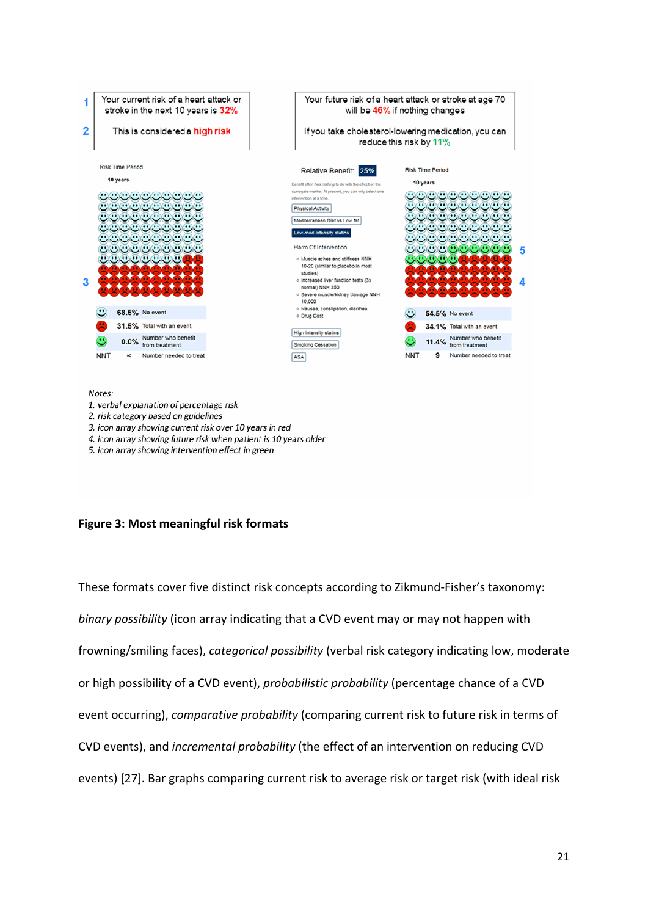1 Your current risk of a heart attack or stroke in the next 10 years is 32%

2 This is considered a high risk

Your future risk of a heart attack or stroke at age 70 will be 46% if nothing changes

If you take cholesterol-lowering medication, you can reduce this risk by 11%

Risk Time Period

10 years

3

68.5% No event

31.5% Total with an event

0.0% Number who benefit from treatment

NNT ∞ Number needed to treat

Relative Benefit: 25%

Benefit often has nothing to do with the effect on the surrogate marker. At present, you can only select one intervention at a time.

Physical Activity

Mediterranean Diet vs Low fat

Low-mod intensity statins

Harm Of Intervention

- Muscle aches and stiffness NNH 10-20 (similar to placebo in most studies)
- Increased liver function tests (3x normal) NNH 250
- Severe muscle/kidney damage NNH 10,000
- Nausea, constipation, diarrhea
- Drug Cost

High intensity statins

Smoking Cessation

ASA

Risk Time Period

10 years

5

4

54.5% No event

34.1% Total with an event

11.4% Number who benefit from treatment

NNT 9 Number needed to treat

Notes:

*1. verbal explanation of percentage risk*

*2. risk category based on guidelines*

*3. icon array showing current risk over 10 years in red*

*4. icon array showing future risk when patient is 10 years older*

*5. icon array showing intervention effect in green*

**Figure 3: Most meaningful risk formats**

These formats cover five distinct risk concepts according to Zikmund-Fisher's taxonomy: *binary possibility* (icon array indicating that a CVD event may or may not happen with frowning/smiling faces), *categorical possibility* (verbal risk category indicating low, moderate or high possibility of a CVD event), *probabilistic probability* (percentage chance of a CVD event occurring), *comparative probability* (comparing current risk to future risk in terms of CVD events), and *incremental probability* (the effect of an intervention on reducing CVD events) [27]. Bar graphs comparing current risk to average risk or target risk (with ideal risk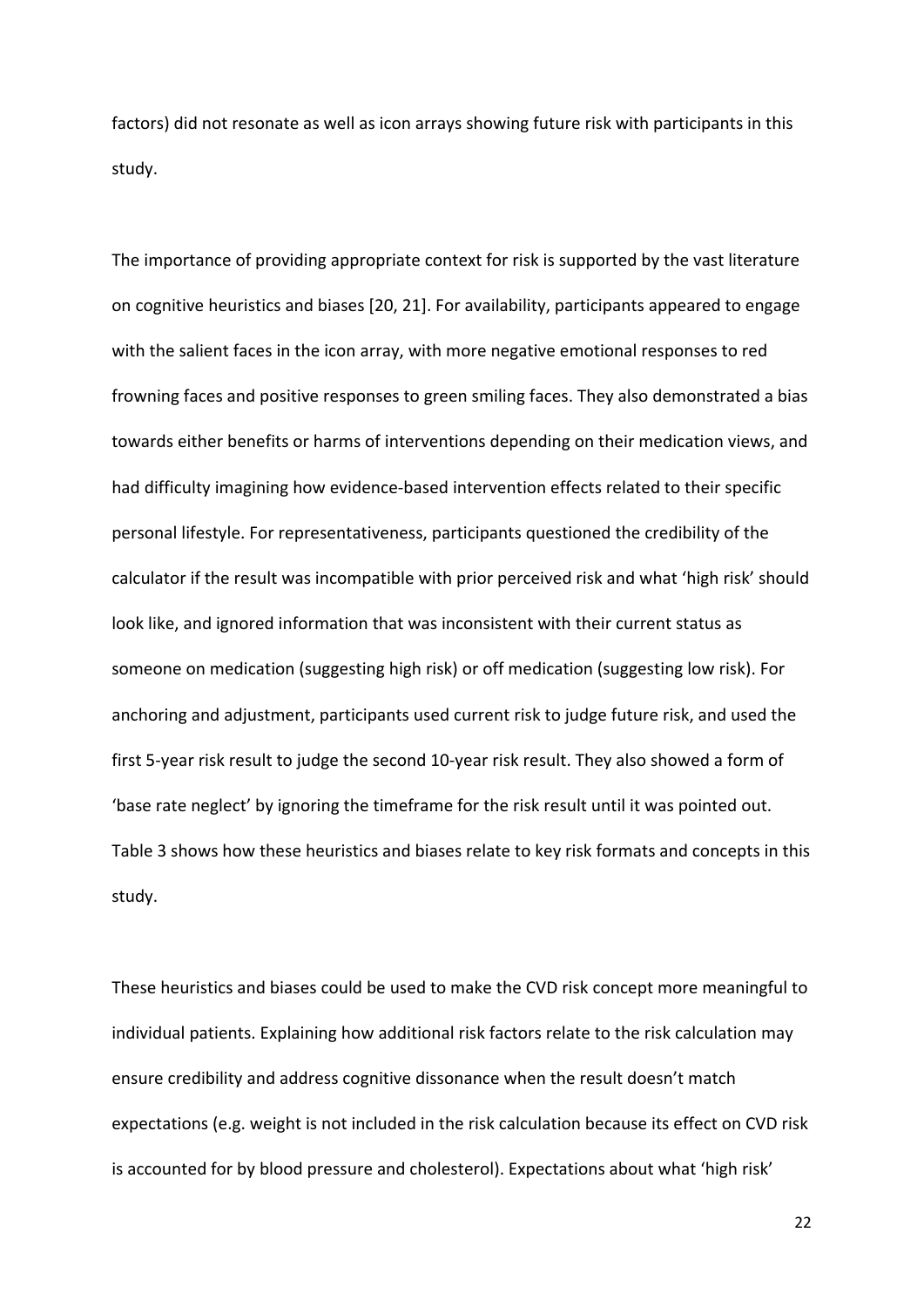factors) did not resonate as well as icon arrays showing future risk with participants in this study.

The importance of providing appropriate context for risk is supported by the vast literature on cognitive heuristics and biases [20, 21]. For availability, participants appeared to engage with the salient faces in the icon array, with more negative emotional responses to red frowning faces and positive responses to green smiling faces. They also demonstrated a bias towards either benefits or harms of interventions depending on their medication views, and had difficulty imagining how evidence-based intervention effects related to their specific personal lifestyle. For representativeness, participants questioned the credibility of the calculator if the result was incompatible with prior perceived risk and what 'high risk' should look like, and ignored information that was inconsistent with their current status as someone on medication (suggesting high risk) or off medication (suggesting low risk). For anchoring and adjustment, participants used current risk to judge future risk, and used the first 5-year risk result to judge the second 10-year risk result. They also showed a form of 'base rate neglect' by ignoring the timeframe for the risk result until it was pointed out. Table 3 shows how these heuristics and biases relate to key risk formats and concepts in this study.

These heuristics and biases could be used to make the CVD risk concept more meaningful to individual patients. Explaining how additional risk factors relate to the risk calculation may ensure credibility and address cognitive dissonance when the result doesn't match expectations (e.g. weight is not included in the risk calculation because its effect on CVD risk is accounted for by blood pressure and cholesterol). Expectations about what 'high risk'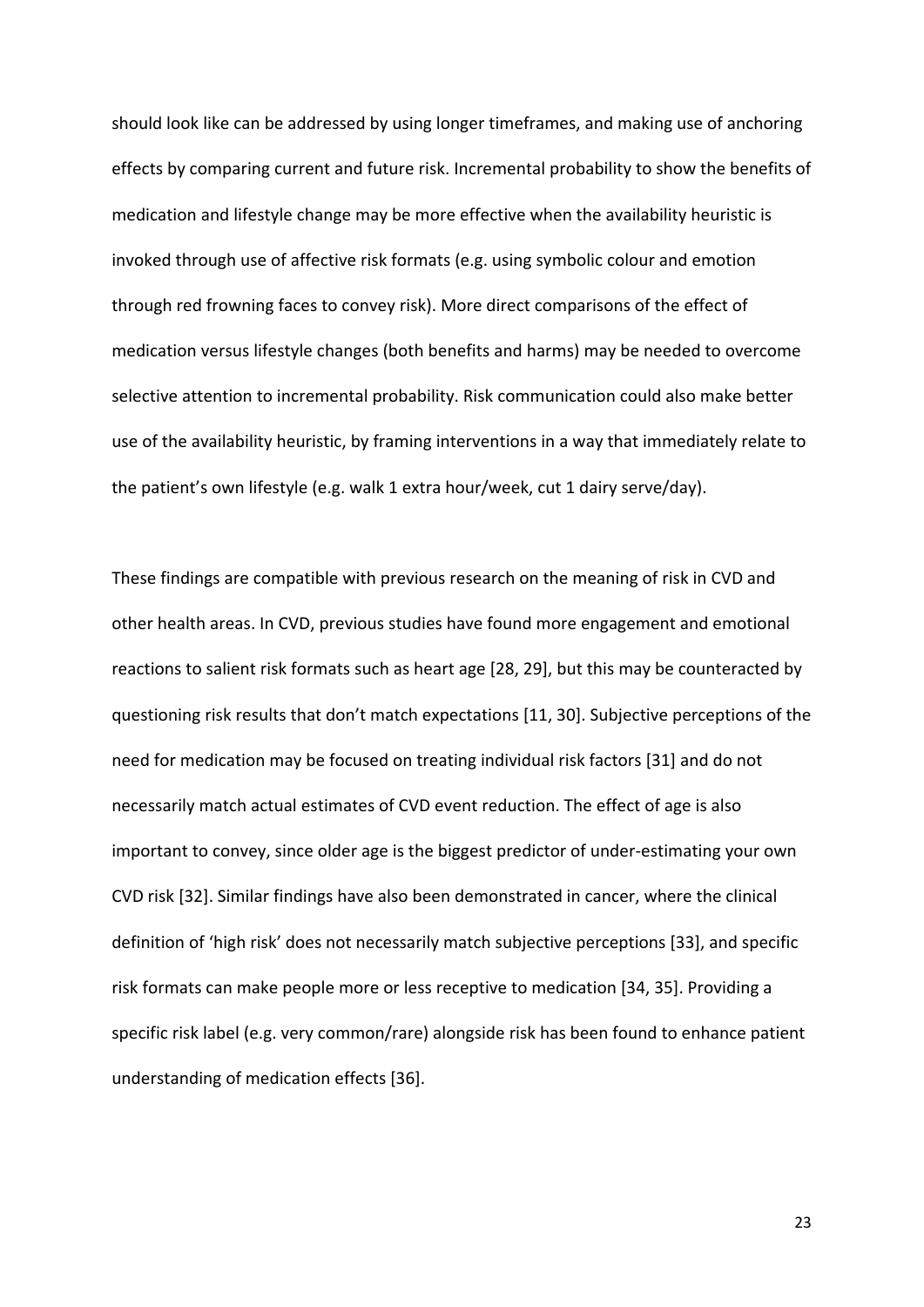should look like can be addressed by using longer timeframes, and making use of anchoring effects by comparing current and future risk. Incremental probability to show the benefits of medication and lifestyle change may be more effective when the availability heuristic is invoked through use of affective risk formats (e.g. using symbolic colour and emotion through red frowning faces to convey risk). More direct comparisons of the effect of medication versus lifestyle changes (both benefits and harms) may be needed to overcome selective attention to incremental probability. Risk communication could also make better use of the availability heuristic, by framing interventions in a way that immediately relate to the patient's own lifestyle (e.g. walk 1 extra hour/week, cut 1 dairy serve/day).

These findings are compatible with previous research on the meaning of risk in CVD and other health areas. In CVD, previous studies have found more engagement and emotional reactions to salient risk formats such as heart age [28, 29], but this may be counteracted by questioning risk results that don't match expectations [11, 30]. Subjective perceptions of the need for medication may be focused on treating individual risk factors [31] and do not necessarily match actual estimates of CVD event reduction. The effect of age is also important to convey, since older age is the biggest predictor of under-estimating your own CVD risk [32]. Similar findings have also been demonstrated in cancer, where the clinical definition of 'high risk' does not necessarily match subjective perceptions [33], and specific risk formats can make people more or less receptive to medication [34, 35]. Providing a specific risk label (e.g. very common/rare) alongside risk has been found to enhance patient understanding of medication effects [36].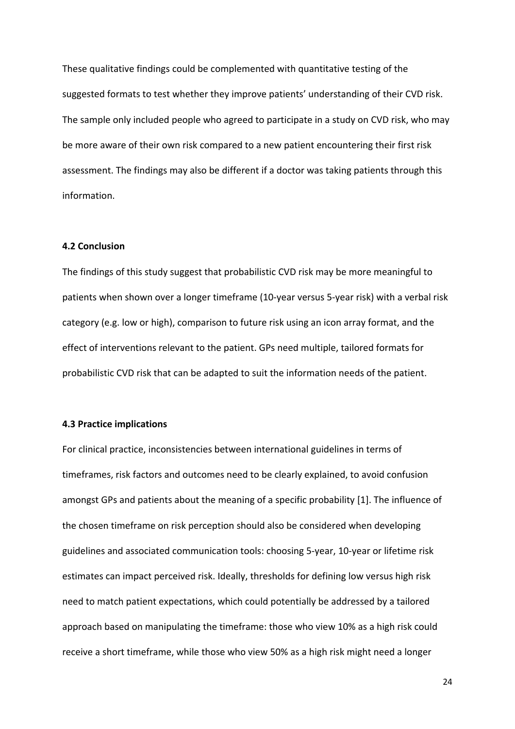These qualitative findings could be complemented with quantitative testing of the suggested formats to test whether they improve patients' understanding of their CVD risk. The sample only included people who agreed to participate in a study on CVD risk, who may be more aware of their own risk compared to a new patient encountering their first risk assessment. The findings may also be different if a doctor was taking patients through this information.

### 4.2 Conclusion

The findings of this study suggest that probabilistic CVD risk may be more meaningful to patients when shown over a longer timeframe (10-year versus 5-year risk) with a verbal risk category (e.g. low or high), comparison to future risk using an icon array format, and the effect of interventions relevant to the patient. GPs need multiple, tailored formats for probabilistic CVD risk that can be adapted to suit the information needs of the patient.

### 4.3 Practice implications

For clinical practice, inconsistencies between international guidelines in terms of timeframes, risk factors and outcomes need to be clearly explained, to avoid confusion amongst GPs and patients about the meaning of a specific probability [1]. The influence of the chosen timeframe on risk perception should also be considered when developing guidelines and associated communication tools: choosing 5-year, 10-year or lifetime risk estimates can impact perceived risk. Ideally, thresholds for defining low versus high risk need to match patient expectations, which could potentially be addressed by a tailored approach based on manipulating the timeframe: those who view 10% as a high risk could receive a short timeframe, while those who view 50% as a high risk might need a longer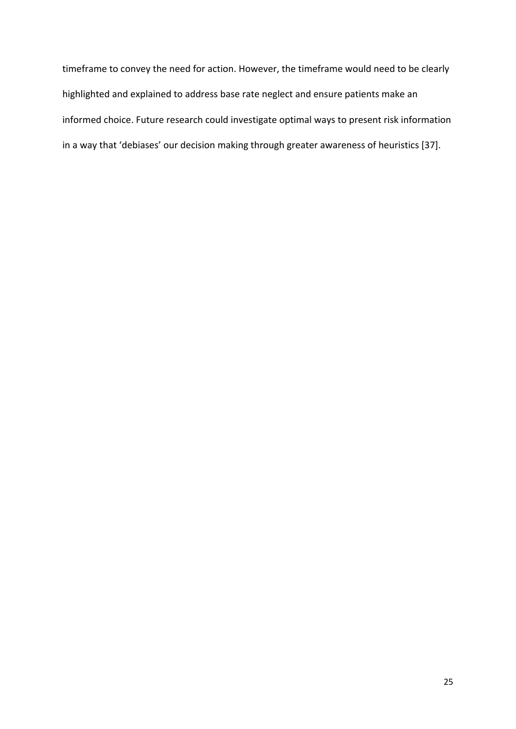timeframe to convey the need for action. However, the timeframe would need to be clearly highlighted and explained to address base rate neglect and ensure patients make an informed choice. Future research could investigate optimal ways to present risk information in a way that 'debiases' our decision making through greater awareness of heuristics [37].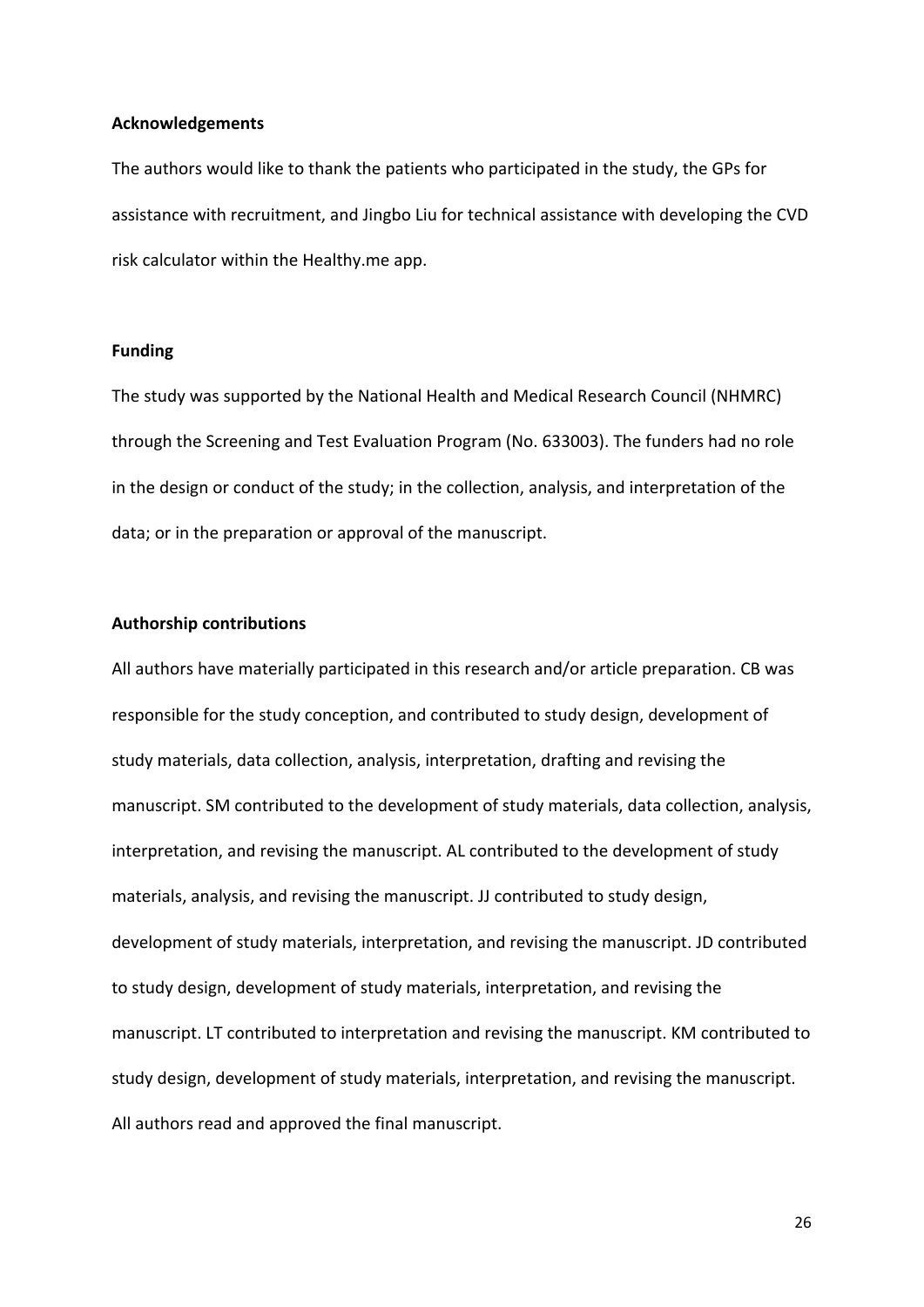## Acknowledgements

The authors would like to thank the patients who participated in the study, the GPs for assistance with recruitment, and Jingbo Liu for technical assistance with developing the CVD risk calculator within the Healthy.me app.

## Funding

The study was supported by the National Health and Medical Research Council (NHMRC) through the Screening and Test Evaluation Program (No. 633003). The funders had no role in the design or conduct of the study; in the collection, analysis, and interpretation of the data; or in the preparation or approval of the manuscript.

## Authorship contributions

All authors have materially participated in this research and/or article preparation. CB was responsible for the study conception, and contributed to study design, development of study materials, data collection, analysis, interpretation, drafting and revising the manuscript. SM contributed to the development of study materials, data collection, analysis, interpretation, and revising the manuscript. AL contributed to the development of study materials, analysis, and revising the manuscript. JJ contributed to study design, development of study materials, interpretation, and revising the manuscript. JD contributed to study design, development of study materials, interpretation, and revising the manuscript. LT contributed to interpretation and revising the manuscript. KM contributed to study design, development of study materials, interpretation, and revising the manuscript. All authors read and approved the final manuscript.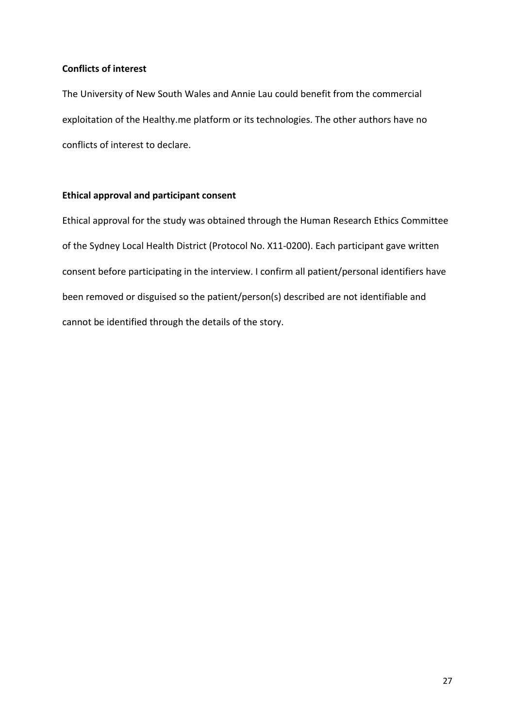## Conflicts of interest

The University of New South Wales and Annie Lau could benefit from the commercial exploitation of the Healthy.me platform or its technologies. The other authors have no conflicts of interest to declare.

## Ethical approval and participant consent

Ethical approval for the study was obtained through the Human Research Ethics Committee of the Sydney Local Health District (Protocol No. X11-0200). Each participant gave written consent before participating in the interview. I confirm all patient/personal identifiers have been removed or disguised so the patient/person(s) described are not identifiable and cannot be identified through the details of the story.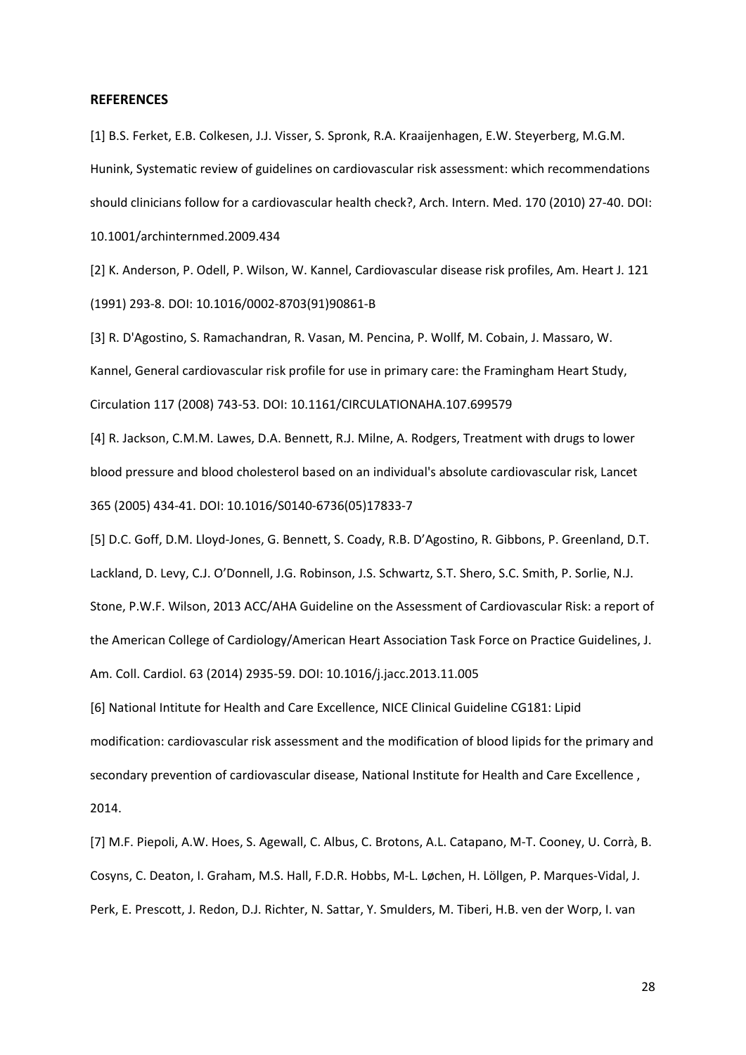**REFERENCES**

[1] B.S. Ferket, E.B. Colkesen, J.J. Visser, S. Spronk, R.A. Kraaijenhagen, E.W. Steyerberg, M.G.M. Hunink, Systematic review of guidelines on cardiovascular risk assessment: which recommendations should clinicians follow for a cardiovascular health check?, Arch. Intern. Med. 170 (2010) 27-40. DOI: 10.1001/archinternmed.2009.434

[2] K. Anderson, P. Odell, P. Wilson, W. Kannel, Cardiovascular disease risk profiles, Am. Heart J. 121 (1991) 293-8. DOI: 10.1016/0002-8703(91)90861-B

[3] R. D'Agostino, S. Ramachandran, R. Vasan, M. Pencina, P. Wolff, M. Cobain, J. Massaro, W. Kannel, General cardiovascular risk profile for use in primary care: the Framingham Heart Study, Circulation 117 (2008) 743-53. DOI: 10.1161/CIRCULATIONAHA.107.699579

[4] R. Jackson, C.M.M. Lawes, D.A. Bennett, R.J. Milne, A. Rodgers, Treatment with drugs to lower blood pressure and blood cholesterol based on an individual's absolute cardiovascular risk, Lancet 365 (2005) 434-41. DOI: 10.1016/S0140-6736(05)17833-7

[5] D.C. Goff, D.M. Lloyd-Jones, G. Bennett, S. Coady, R.B. D'Agostino, R. Gibbons, P. Greenland, D.T. Lackland, D. Levy, C.J. O'Donnell, J.G. Robinson, J.S. Schwartz, S.T. Shero, S.C. Smith, P. Sorlie, N.J. Stone, P.W.F. Wilson, 2013 ACC/AHA Guideline on the Assessment of Cardiovascular Risk: a report of the American College of Cardiology/American Heart Association Task Force on Practice Guidelines, J. Am. Coll. Cardiol. 63 (2014) 2935-59. DOI: 10.1016/j.jacc.2013.11.005

[6] National Intitute for Health and Care Excellence, NICE Clinical Guideline CG181: Lipid modification: cardiovascular risk assessment and the modification of blood lipids for the primary and secondary prevention of cardiovascular disease, National Institute for Health and Care Excellence , 2014.

[7] M.F. Piepoli, A.W. Hoes, S. Agewall, C. Albus, C. Brotons, A.L. Catapano, M-T. Cooney, U. Corrà, B. Cosyns, C. Deaton, I. Graham, M.S. Hall, F.D.R. Hobbs, M-L. Løchen, H. Löllgen, P. Marques-Vidal, J. Perk, E. Prescott, J. Redon, D.J. Richter, N. Sattar, Y. Smulders, M. Tiberi, H.B. van der Worp, I. van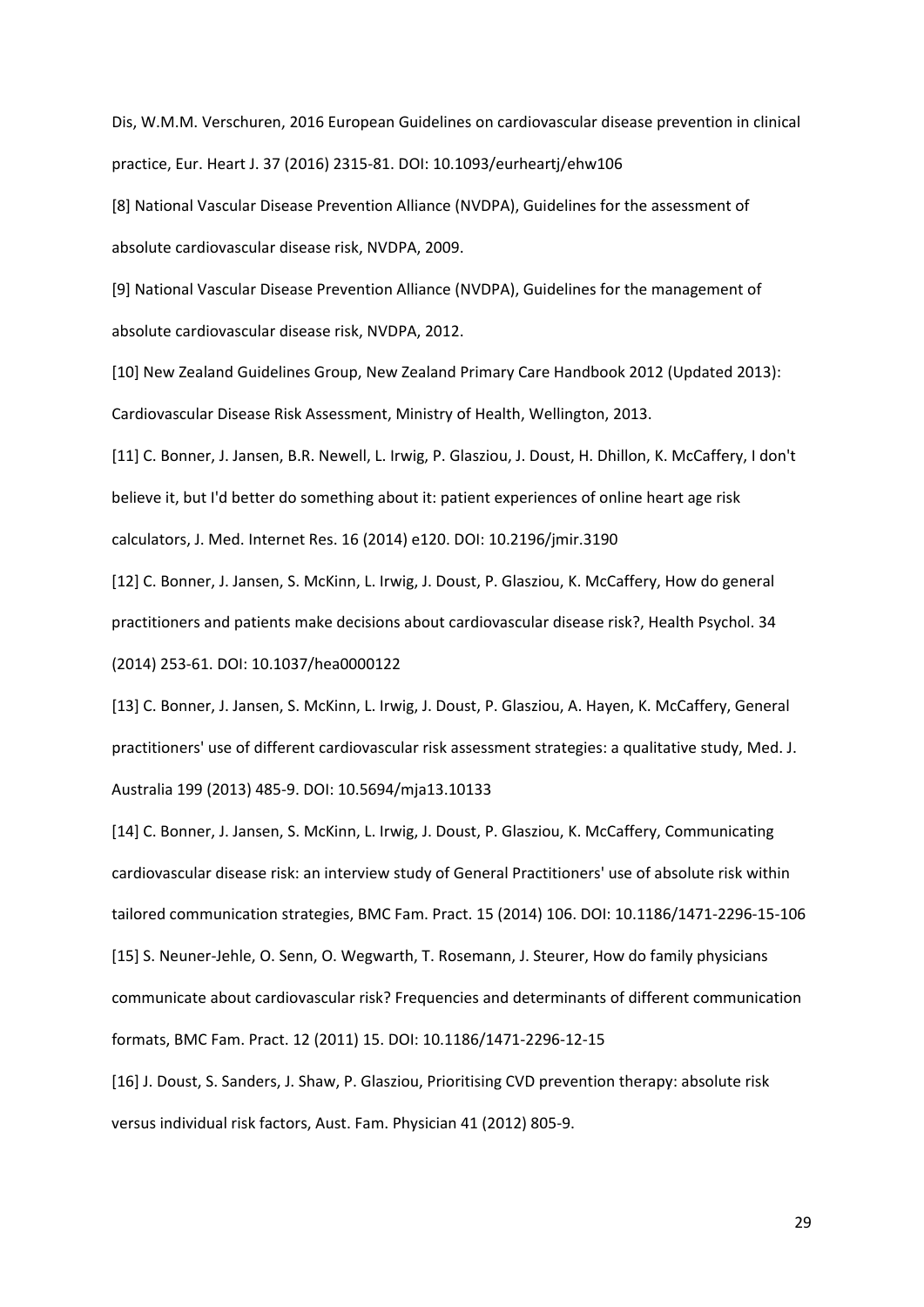Dis, W.M.M. Verschuren, 2016 European Guidelines on cardiovascular disease prevention in clinical practice, Eur. Heart J. 37 (2016) 2315-81. DOI: 10.1093/eurheartj/ehw106

[8] National Vascular Disease Prevention Alliance (NVDPA), Guidelines for the assessment of absolute cardiovascular disease risk, NVDPA, 2009.

[9] National Vascular Disease Prevention Alliance (NVDPA), Guidelines for the management of absolute cardiovascular disease risk, NVDPA, 2012.

[10] New Zealand Guidelines Group, New Zealand Primary Care Handbook 2012 (Updated 2013): Cardiovascular Disease Risk Assessment, Ministry of Health, Wellington, 2013.

[11] C. Bonner, J. Jansen, B.R. Newell, L. Irwig, P. Glasziou, J. Doust, H. Dhillon, K. McCaffery, I don't believe it, but I'd better do something about it: patient experiences of online heart age risk calculators, J. Med. Internet Res. 16 (2014) e120. DOI: 10.2196/jmir.3190

[12] C. Bonner, J. Jansen, S. McKinn, L. Irwig, J. Doust, P. Glasziou, K. McCaffery, How do general practitioners and patients make decisions about cardiovascular disease risk?, Health Psychol. 34 (2014) 253-61. DOI: 10.1037/hea0000122

[13] C. Bonner, J. Jansen, S. McKinn, L. Irwig, J. Doust, P. Glasziou, A. Hayen, K. McCaffery, General practitioners' use of different cardiovascular risk assessment strategies: a qualitative study, Med. J. Australia 199 (2013) 485-9. DOI: 10.5694/mja13.10133

[14] C. Bonner, J. Jansen, S. McKinn, L. Irwig, J. Doust, P. Glasziou, K. McCaffery, Communicating cardiovascular disease risk: an interview study of General Practitioners' use of absolute risk within tailored communication strategies, BMC Fam. Pract. 15 (2014) 106. DOI: 10.1186/1471-2296-15-106

[15] S. Neuner-Jehle, O. Senn, O. Wegwarth, T. Rosemann, J. Steurer, How do family physicians communicate about cardiovascular risk? Frequencies and determinants of different communication formats, BMC Fam. Pract. 12 (2011) 15. DOI: 10.1186/1471-2296-12-15

[16] J. Doust, S. Sanders, J. Shaw, P. Glasziou, Prioritising CVD prevention therapy: absolute risk versus individual risk factors, Aust. Fam. Physician 41 (2012) 805-9.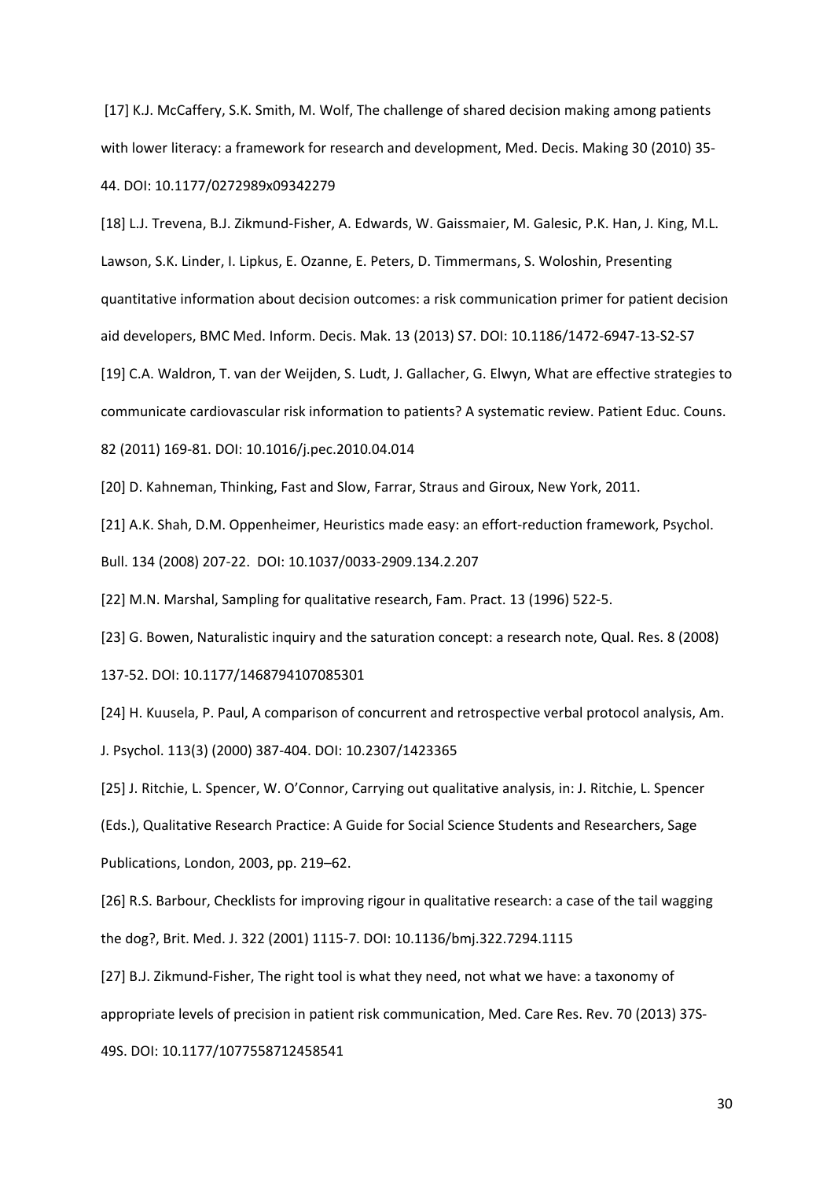[17] K.J. McCaffery, S.K. Smith, M. Wolf, The challenge of shared decision making among patients with lower literacy: a framework for research and development, Med. Decis. Making 30 (2010) 35-44. DOI: 10.1177/0272989x09342279

[18] L.J. Trevena, B.J. Zikmund-Fisher, A. Edwards, W. Gaissmaier, M. Galesic, P.K. Han, J. King, M.L. Lawson, S.K. Linder, I. Lipkus, E. Ozanne, E. Peters, D. Timmermans, S. Woloshin, Presenting quantitative information about decision outcomes: a risk communication primer for patient decision aid developers, BMC Med. Inform. Decis. Mak. 13 (2013) S7. DOI: 10.1186/1472-6947-13-S2-S7

[19] C.A. Waldron, T. van der Weijden, S. Ludt, J. Gallacher, G. Elwyn, What are effective strategies to communicate cardiovascular risk information to patients? A systematic review. Patient Educ. Couns. 82 (2011) 169-81. DOI: 10.1016/j.pec.2010.04.014

[20] D. Kahneman, Thinking, Fast and Slow, Farrar, Straus and Giroux, New York, 2011.

[21] A.K. Shah, D.M. Oppenheimer, Heuristics made easy: an effort-reduction framework, Psychol. Bull. 134 (2008) 207-22. DOI: 10.1037/0033-2909.134.2.207

[22] M.N. Marshal, Sampling for qualitative research, Fam. Pract. 13 (1996) 522-5.

[23] G. Bowen, Naturalistic inquiry and the saturation concept: a research note, Qual. Res. 8 (2008) 137-52. DOI: 10.1177/1468794107085301

[24] H. Kuusela, P. Paul, A comparison of concurrent and retrospective verbal protocol analysis, Am. J. Psychol. 113(3) (2000) 387-404. DOI: 10.2307/1423365

[25] J. Ritchie, L. Spencer, W. O'Connor, Carrying out qualitative analysis, in: J. Ritchie, L. Spencer (Eds.), Qualitative Research Practice: A Guide for Social Science Students and Researchers, Sage Publications, London, 2003, pp. 219–62.

[26] R.S. Barbour, Checklists for improving rigour in qualitative research: a case of the tail wagging the dog?, Brit. Med. J. 322 (2001) 1115-7. DOI: 10.1136/bmj.322.7294.1115

[27] B.J. Zikmund-Fisher, The right tool is what they need, not what we have: a taxonomy of appropriate levels of precision in patient risk communication, Med. Care Res. Rev. 70 (2013) 37S-49S. DOI: 10.1177/1077558712458541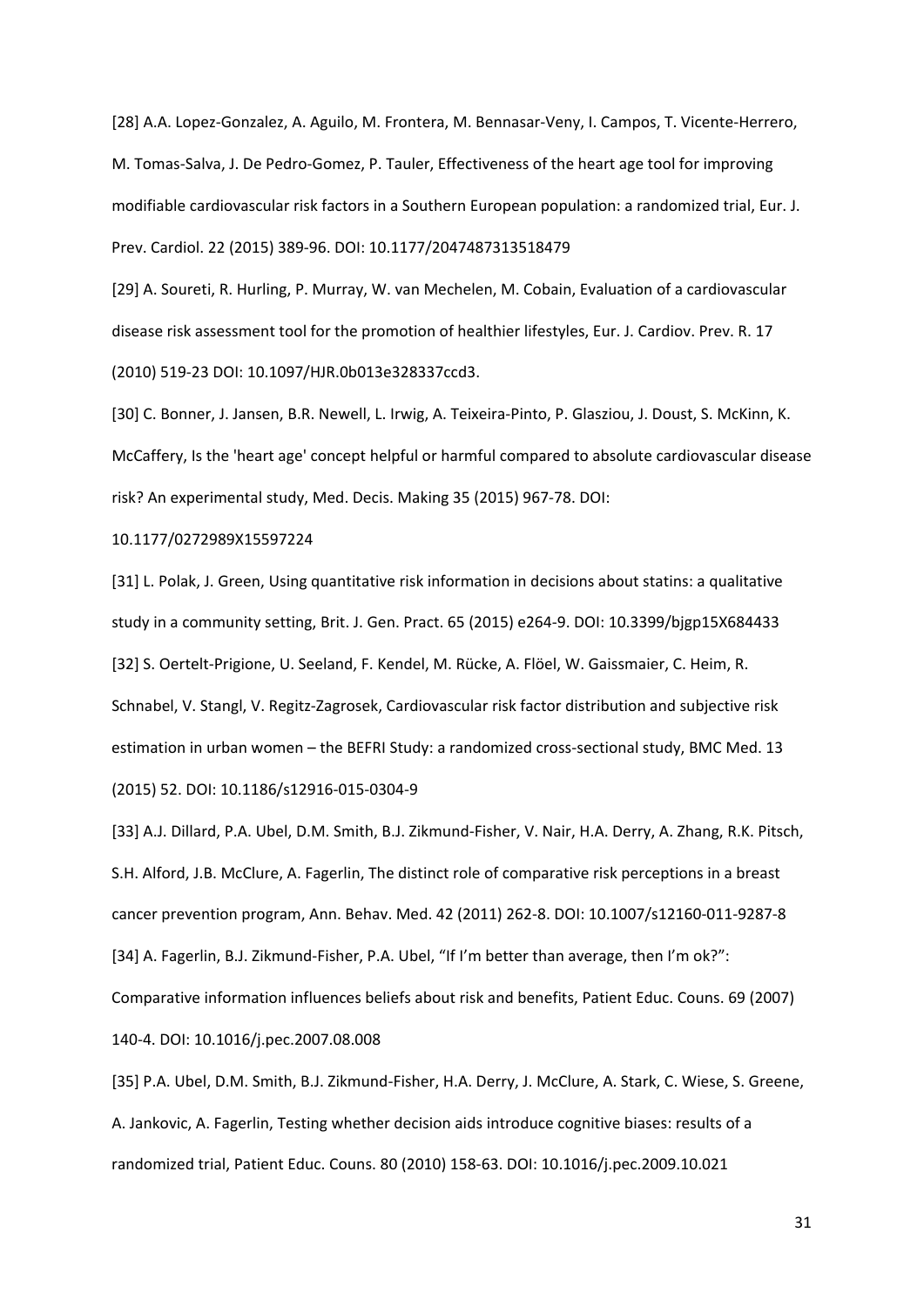[28] A.A. Lopez-Gonzalez, A. Aguilo, M. Frontera, M. Bennasar-Veny, I. Campos, T. Vicente-Herrero, M. Tomas-Salva, J. De Pedro-Gomez, P. Tauler, Effectiveness of the heart age tool for improving modifiable cardiovascular risk factors in a Southern European population: a randomized trial, Eur. J. Prev. Cardiol. 22 (2015) 389-96. DOI: 10.1177/2047487313518479

[29] A. Soureti, R. Hurling, P. Murray, W. van Mechelen, M. Cobain, Evaluation of a cardiovascular disease risk assessment tool for the promotion of healthier lifestyles, Eur. J. Cardiov. Prev. R. 17 (2010) 519-23 DOI: 10.1097/HJR.0b013e328337ccd3.

[30] C. Bonner, J. Jansen, B.R. Newell, L. Irwig, A. Teixeira-Pinto, P. Glasziou, J. Doust, S. McKinn, K. McCaffery, Is the 'heart age' concept helpful or harmful compared to absolute cardiovascular disease risk? An experimental study, Med. Decis. Making 35 (2015) 967-78. DOI: 10.1177/0272989X15597224

[31] L. Polak, J. Green, Using quantitative risk information in decisions about statins: a qualitative study in a community setting, Brit. J. Gen. Pract. 65 (2015) e264-9. DOI: 10.3399/bjgp15X684433

[32] S. Oertelt-Prigione, U. Seeland, F. Kendel, M. Rücke, A. Flöel, W. Gaissmaier, C. Heim, R. Schnabel, V. Stangl, V. Regitz-Zagrosek, Cardiovascular risk factor distribution and subjective risk estimation in urban women – the BEFRI Study: a randomized cross-sectional study, BMC Med. 13 (2015) 52. DOI: 10.1186/s12916-015-0304-9

[33] A.J. Dillard, P.A. Ubel, D.M. Smith, B.J. Zikmund-Fisher, V. Nair, H.A. Derry, A. Zhang, R.K. Pitsch, S.H. Alford, J.B. McClure, A. Fagerlin, The distinct role of comparative risk perceptions in a breast cancer prevention program, Ann. Behav. Med. 42 (2011) 262-8. DOI: 10.1007/s12160-011-9287-8

[34] A. Fagerlin, B.J. Zikmund-Fisher, P.A. Ubel, "If I'm better than average, then I'm ok?": Comparative information influences beliefs about risk and benefits, Patient Educ. Couns. 69 (2007) 140-4. DOI: 10.1016/j.pec.2007.08.008

[35] P.A. Ubel, D.M. Smith, B.J. Zikmund-Fisher, H.A. Derry, J. McClure, A. Stark, C. Wiese, S. Greene, A. Jankovic, A. Fagerlin, Testing whether decision aids introduce cognitive biases: results of a randomized trial, Patient Educ. Couns. 80 (2010) 158-63. DOI: 10.1016/j.pec.2009.10.021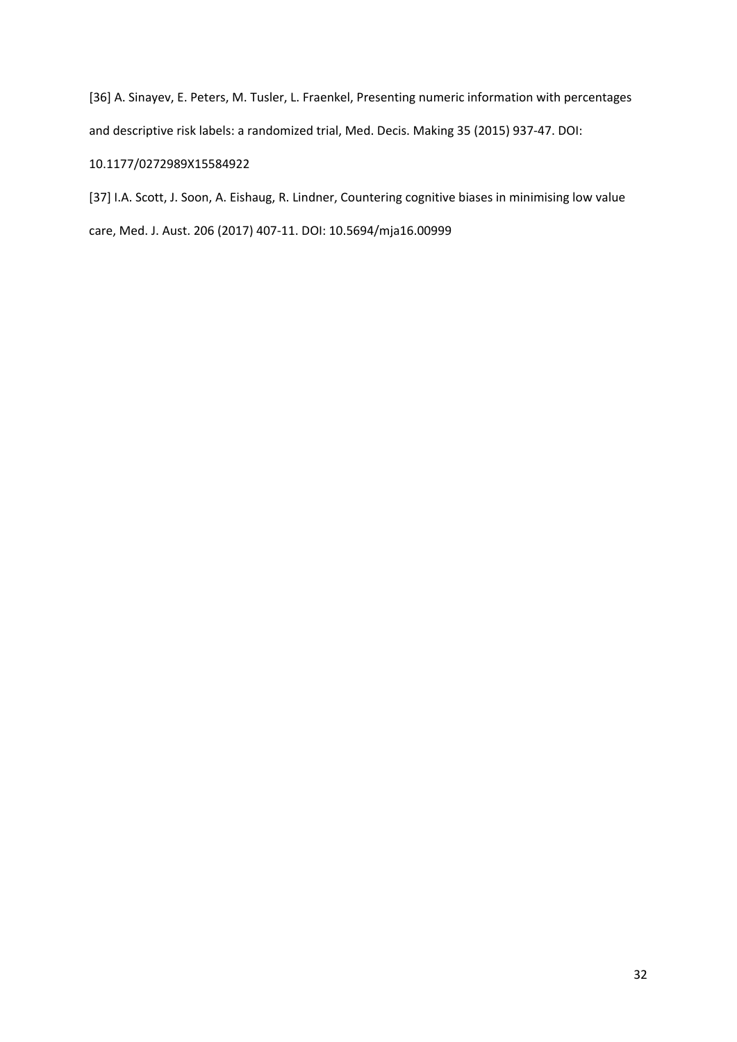[36] A. Sinayev, E. Peters, M. Tusler, L. Fraenkel, Presenting numeric information with percentages and descriptive risk labels: a randomized trial, Med. Decis. Making 35 (2015) 937-47. DOI: 10.1177/0272989X15584922

[37] I.A. Scott, J. Soon, A. Eishaug, R. Lindner, Countering cognitive biases in minimising low value care, Med. J. Aust. 206 (2017) 407-11. DOI: 10.5694/mja16.00999